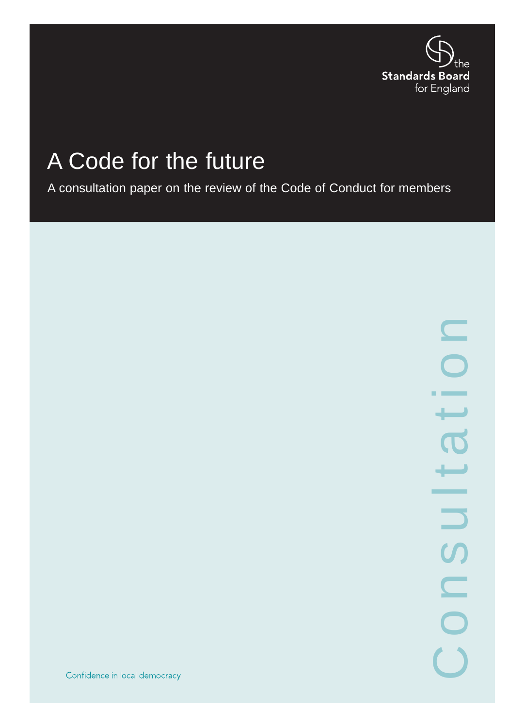the
**Standards Board**
for England

# A Code for the future

A consultation paper on the review of the Code of Conduct for members

Consultation

Confidence in local democracy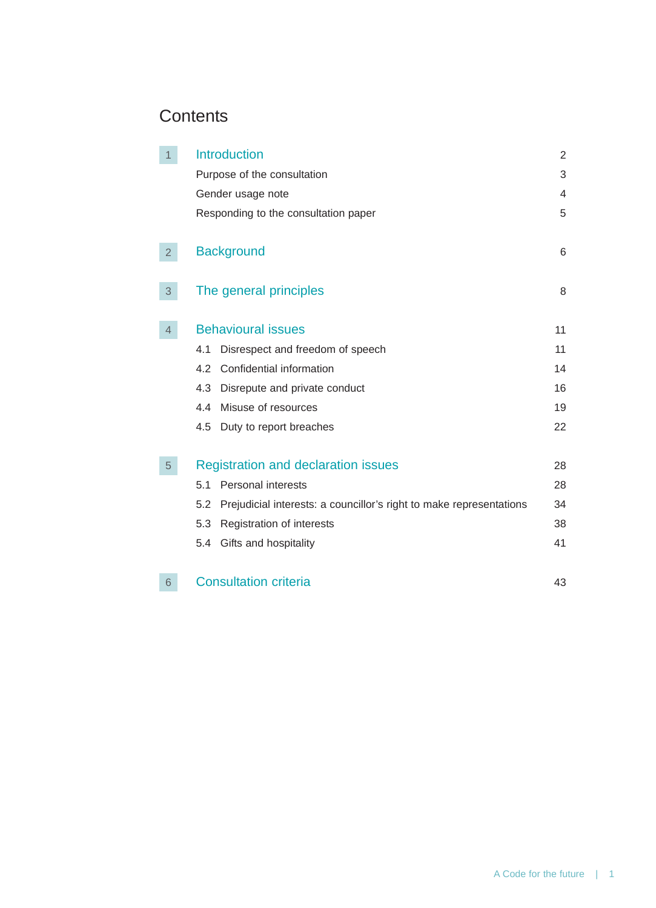# Contents

| | | |
|---|---|---|
| 1 | Introduction | 2 |
| | Purpose of the consultation | 3 |
| | Gender usage note | 4 |
| | Responding to the consultation paper | 5 |
| 2 | Background | 6 |
| 3 | The general principles | 8 |
| 4 | Behavioural issues | 11 |
| | 4.1 Disrespect and freedom of speech | 11 |
| | 4.2 Confidential information | 14 |
| | 4.3 Disrepute and private conduct | 16 |
| | 4.4 Misuse of resources | 19 |
| | 4.5 Duty to report breaches | 22 |
| 5 | Registration and declaration issues | 28 |
| | 5.1 Personal interests | 28 |
| | 5.2 Prejudicial interests: a councillor's right to make representations | 34 |
| | 5.3 Registration of interests | 38 |
| | 5.4 Gifts and hospitality | 41 |
| 6 | Consultation criteria | 43 |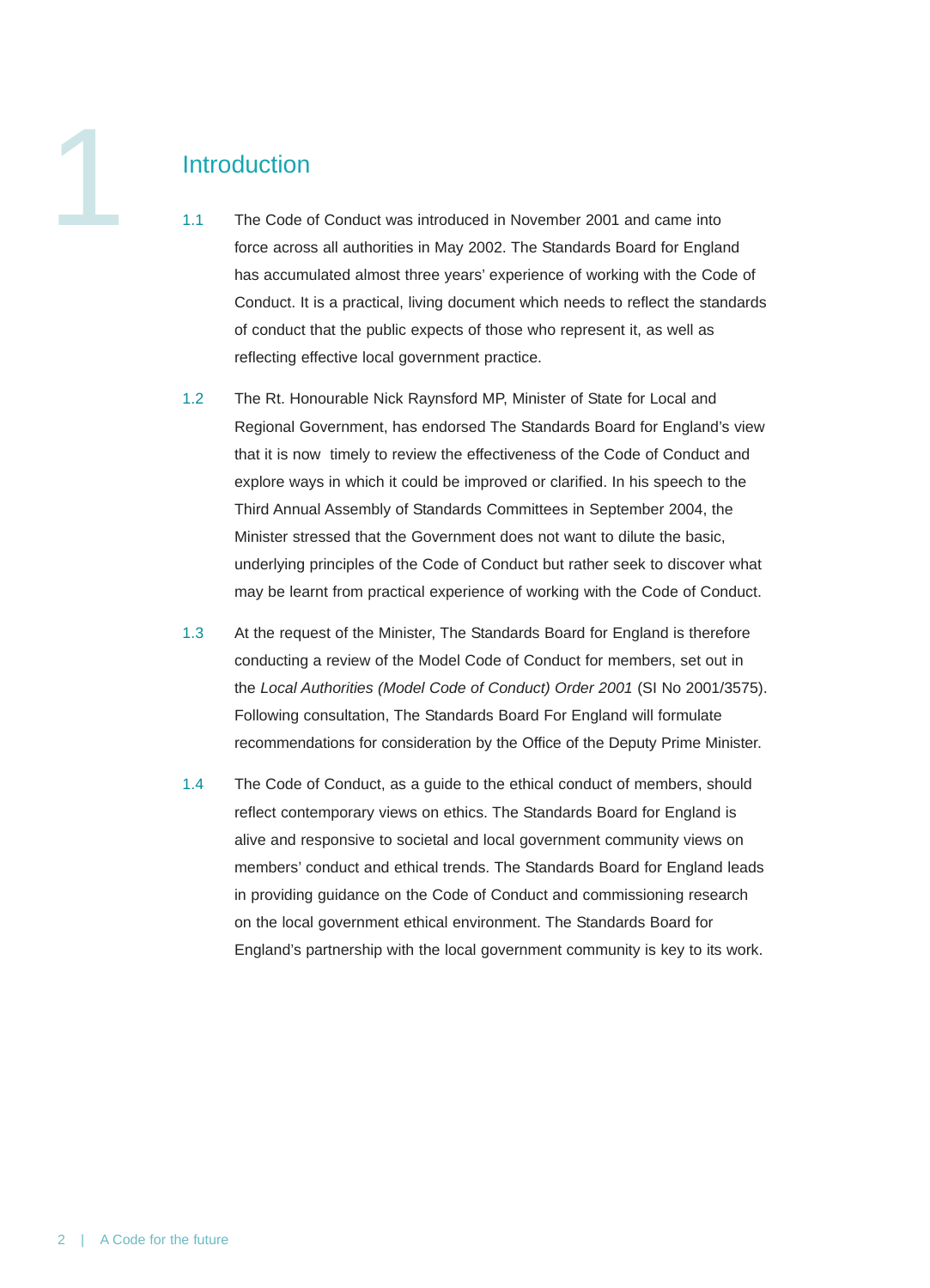# 1 Introduction

1.1 The Code of Conduct was introduced in November 2001 and came into force across all authorities in May 2002. The Standards Board for England has accumulated almost three years' experience of working with the Code of Conduct. It is a practical, living document which needs to reflect the standards of conduct that the public expects of those who represent it, as well as reflecting effective local government practice.

1.2 The Rt. Honourable Nick Raynsford MP, Minister of State for Local and Regional Government, has endorsed The Standards Board for England's view that it is now timely to review the effectiveness of the Code of Conduct and explore ways in which it could be improved or clarified. In his speech to the Third Annual Assembly of Standards Committees in September 2004, the Minister stressed that the Government does not want to dilute the basic, underlying principles of the Code of Conduct but rather seek to discover what may be learnt from practical experience of working with the Code of Conduct.

1.3 At the request of the Minister, The Standards Board for England is therefore conducting a review of the Model Code of Conduct for members, set out in the *Local Authorities (Model Code of Conduct) Order 2001* (SI No 2001/3575). Following consultation, The Standards Board For England will formulate recommendations for consideration by the Office of the Deputy Prime Minister.

1.4 The Code of Conduct, as a guide to the ethical conduct of members, should reflect contemporary views on ethics. The Standards Board for England is alive and responsive to societal and local government community views on members' conduct and ethical trends. The Standards Board for England leads in providing guidance on the Code of Conduct and commissioning research on the local government ethical environment. The Standards Board for England's partnership with the local government community is key to its work.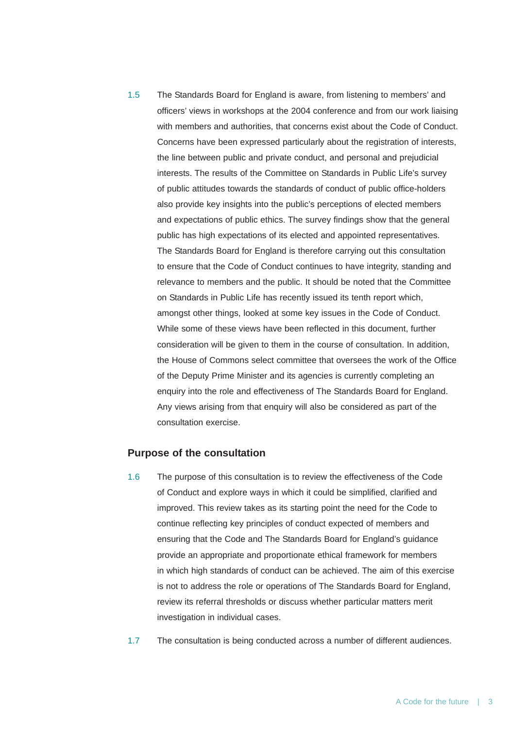1.5 The Standards Board for England is aware, from listening to members' and officers' views in workshops at the 2004 conference and from our work liaising with members and authorities, that concerns exist about the Code of Conduct. Concerns have been expressed particularly about the registration of interests, the line between public and private conduct, and personal and prejudicial interests. The results of the Committee on Standards in Public Life's survey of public attitudes towards the standards of conduct of public office-holders also provide key insights into the public's perceptions of elected members and expectations of public ethics. The survey findings show that the general public has high expectations of its elected and appointed representatives. The Standards Board for England is therefore carrying out this consultation to ensure that the Code of Conduct continues to have integrity, standing and relevance to members and the public. It should be noted that the Committee on Standards in Public Life has recently issued its tenth report which, amongst other things, looked at some key issues in the Code of Conduct. While some of these views have been reflected in this document, further consideration will be given to them in the course of consultation. In addition, the House of Commons select committee that oversees the work of the Office of the Deputy Prime Minister and its agencies is currently completing an enquiry into the role and effectiveness of The Standards Board for England. Any views arising from that enquiry will also be considered as part of the consultation exercise.

## Purpose of the consultation

1.6 The purpose of this consultation is to review the effectiveness of the Code of Conduct and explore ways in which it could be simplified, clarified and improved. This review takes as its starting point the need for the Code to continue reflecting key principles of conduct expected of members and ensuring that the Code and The Standards Board for England's guidance provide an appropriate and proportionate ethical framework for members in which high standards of conduct can be achieved. The aim of this exercise is not to address the role or operations of The Standards Board for England, review its referral thresholds or discuss whether particular matters merit investigation in individual cases.

1.7 The consultation is being conducted across a number of different audiences.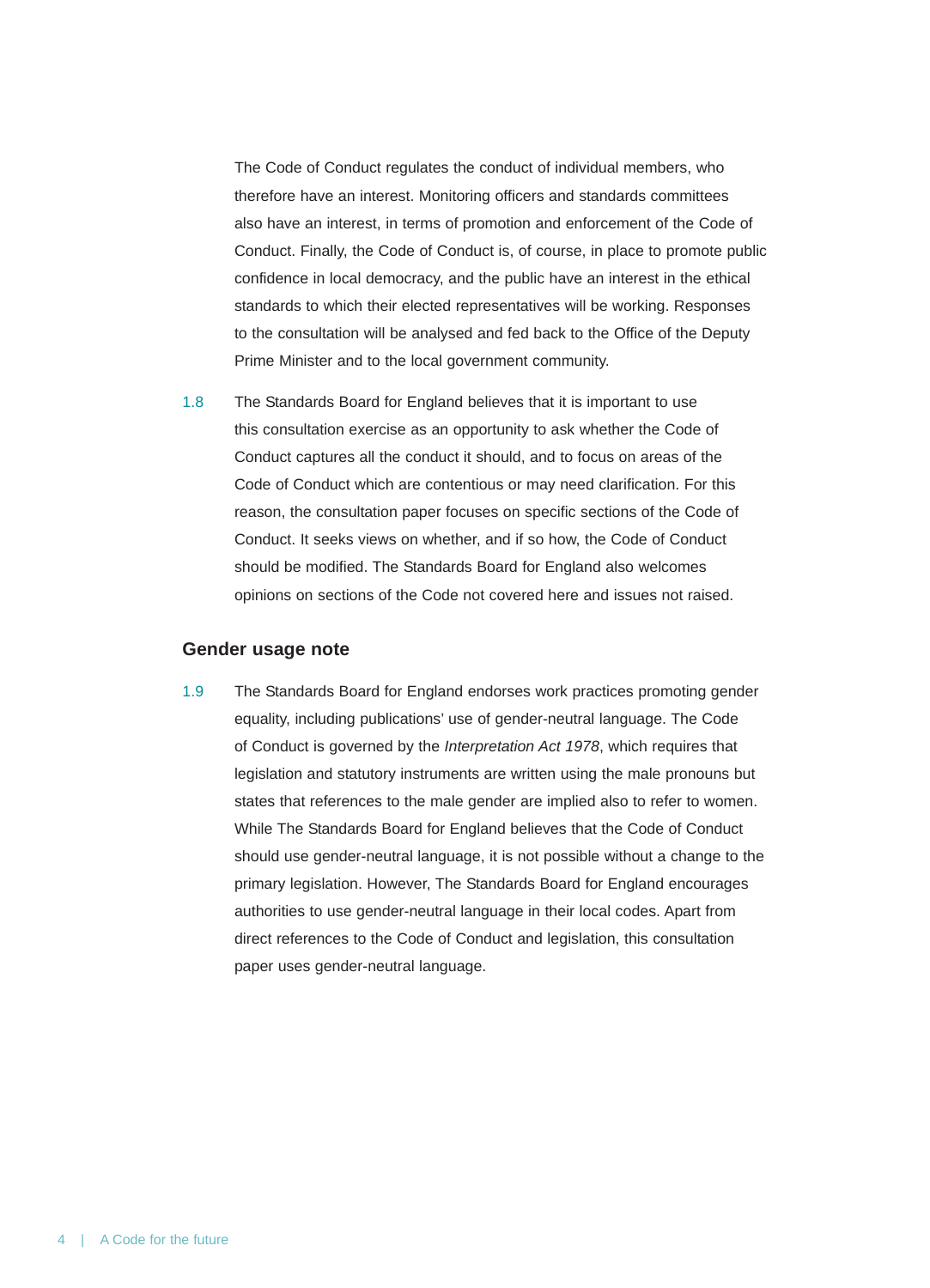The Code of Conduct regulates the conduct of individual members, who therefore have an interest. Monitoring officers and standards committees also have an interest, in terms of promotion and enforcement of the Code of Conduct. Finally, the Code of Conduct is, of course, in place to promote public confidence in local democracy, and the public have an interest in the ethical standards to which their elected representatives will be working. Responses to the consultation will be analysed and fed back to the Office of the Deputy Prime Minister and to the local government community.

1.8 The Standards Board for England believes that it is important to use this consultation exercise as an opportunity to ask whether the Code of Conduct captures all the conduct it should, and to focus on areas of the Code of Conduct which are contentious or may need clarification. For this reason, the consultation paper focuses on specific sections of the Code of Conduct. It seeks views on whether, and if so how, the Code of Conduct should be modified. The Standards Board for England also welcomes opinions on sections of the Code not covered here and issues not raised.

## Gender usage note

1.9 The Standards Board for England endorses work practices promoting gender equality, including publications' use of gender-neutral language. The Code of Conduct is governed by the *Interpretation Act 1978*, which requires that legislation and statutory instruments are written using the male pronouns but states that references to the male gender are implied also to refer to women. While The Standards Board for England believes that the Code of Conduct should use gender-neutral language, it is not possible without a change to the primary legislation. However, The Standards Board for England encourages authorities to use gender-neutral language in their local codes. Apart from direct references to the Code of Conduct and legislation, this consultation paper uses gender-neutral language.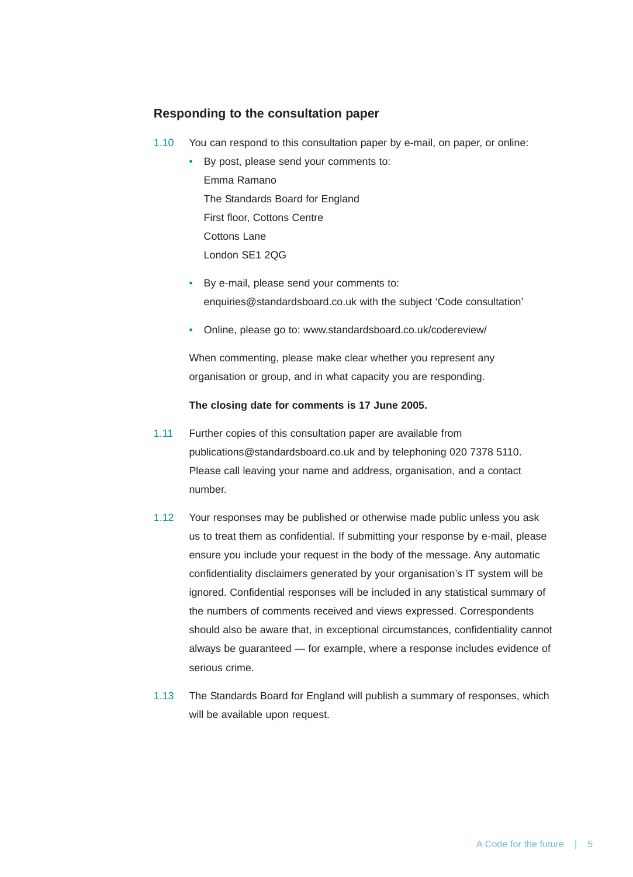## Responding to the consultation paper

1.10 You can respond to this consultation paper by e-mail, on paper, or online:

- By post, please send your comments to:
  Emma Ramano
  The Standards Board for England
  First floor, Cottons Centre
  Cottons Lane
  London SE1 2QG

- By e-mail, please send your comments to:
  enquiries@standardsboard.co.uk with the subject 'Code consultation'

- Online, please go to: www.standardsboard.co.uk/codereview/

When commenting, please make clear whether you represent any organisation or group, and in what capacity you are responding.

**The closing date for comments is 17 June 2005.**

1.11 Further copies of this consultation paper are available from publications@standardsboard.co.uk and by telephoning 020 7378 5110. Please call leaving your name and address, organisation, and a contact number.

1.12 Your responses may be published or otherwise made public unless you ask us to treat them as confidential. If submitting your response by e-mail, please ensure you include your request in the body of the message. Any automatic confidentiality disclaimers generated by your organisation's IT system will be ignored. Confidential responses will be included in any statistical summary of the numbers of comments received and views expressed. Correspondents should also be aware that, in exceptional circumstances, confidentiality cannot always be guaranteed — for example, where a response includes evidence of serious crime.

1.13 The Standards Board for England will publish a summary of responses, which will be available upon request.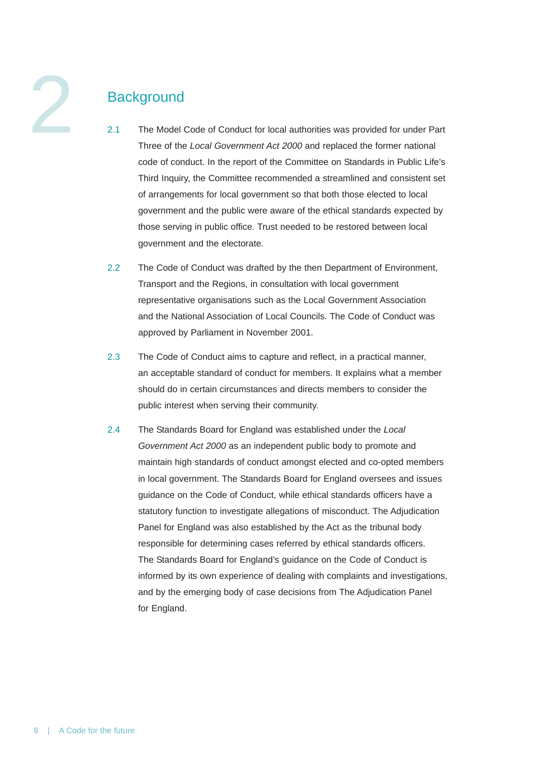# 2 Background

2.1 The Model Code of Conduct for local authorities was provided for under Part Three of the *Local Government Act 2000* and replaced the former national code of conduct. In the report of the Committee on Standards in Public Life's Third Inquiry, the Committee recommended a streamlined and consistent set of arrangements for local government so that both those elected to local government and the public were aware of the ethical standards expected by those serving in public office. Trust needed to be restored between local government and the electorate.

2.2 The Code of Conduct was drafted by the then Department of Environment, Transport and the Regions, in consultation with local government representative organisations such as the Local Government Association and the National Association of Local Councils. The Code of Conduct was approved by Parliament in November 2001.

2.3 The Code of Conduct aims to capture and reflect, in a practical manner, an acceptable standard of conduct for members. It explains what a member should do in certain circumstances and directs members to consider the public interest when serving their community.

2.4 The Standards Board for England was established under the *Local Government Act 2000* as an independent public body to promote and maintain high standards of conduct amongst elected and co-opted members in local government. The Standards Board for England oversees and issues guidance on the Code of Conduct, while ethical standards officers have a statutory function to investigate allegations of misconduct. The Adjudication Panel for England was also established by the Act as the tribunal body responsible for determining cases referred by ethical standards officers. The Standards Board for England's guidance on the Code of Conduct is informed by its own experience of dealing with complaints and investigations, and by the emerging body of case decisions from The Adjudication Panel for England.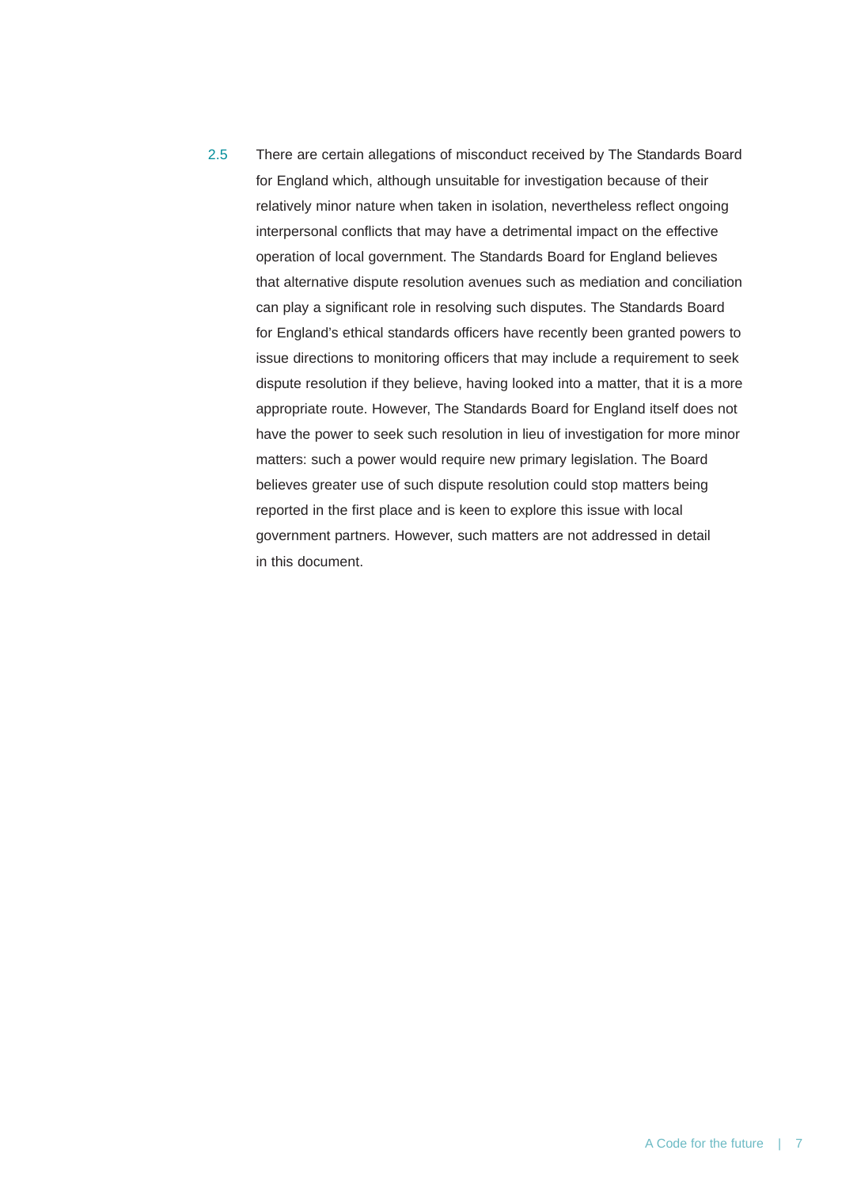2.5 There are certain allegations of misconduct received by The Standards Board for England which, although unsuitable for investigation because of their relatively minor nature when taken in isolation, nevertheless reflect ongoing interpersonal conflicts that may have a detrimental impact on the effective operation of local government. The Standards Board for England believes that alternative dispute resolution avenues such as mediation and conciliation can play a significant role in resolving such disputes. The Standards Board for England's ethical standards officers have recently been granted powers to issue directions to monitoring officers that may include a requirement to seek dispute resolution if they believe, having looked into a matter, that it is a more appropriate route. However, The Standards Board for England itself does not have the power to seek such resolution in lieu of investigation for more minor matters: such a power would require new primary legislation. The Board believes greater use of such dispute resolution could stop matters being reported in the first place and is keen to explore this issue with local government partners. However, such matters are not addressed in detail in this document.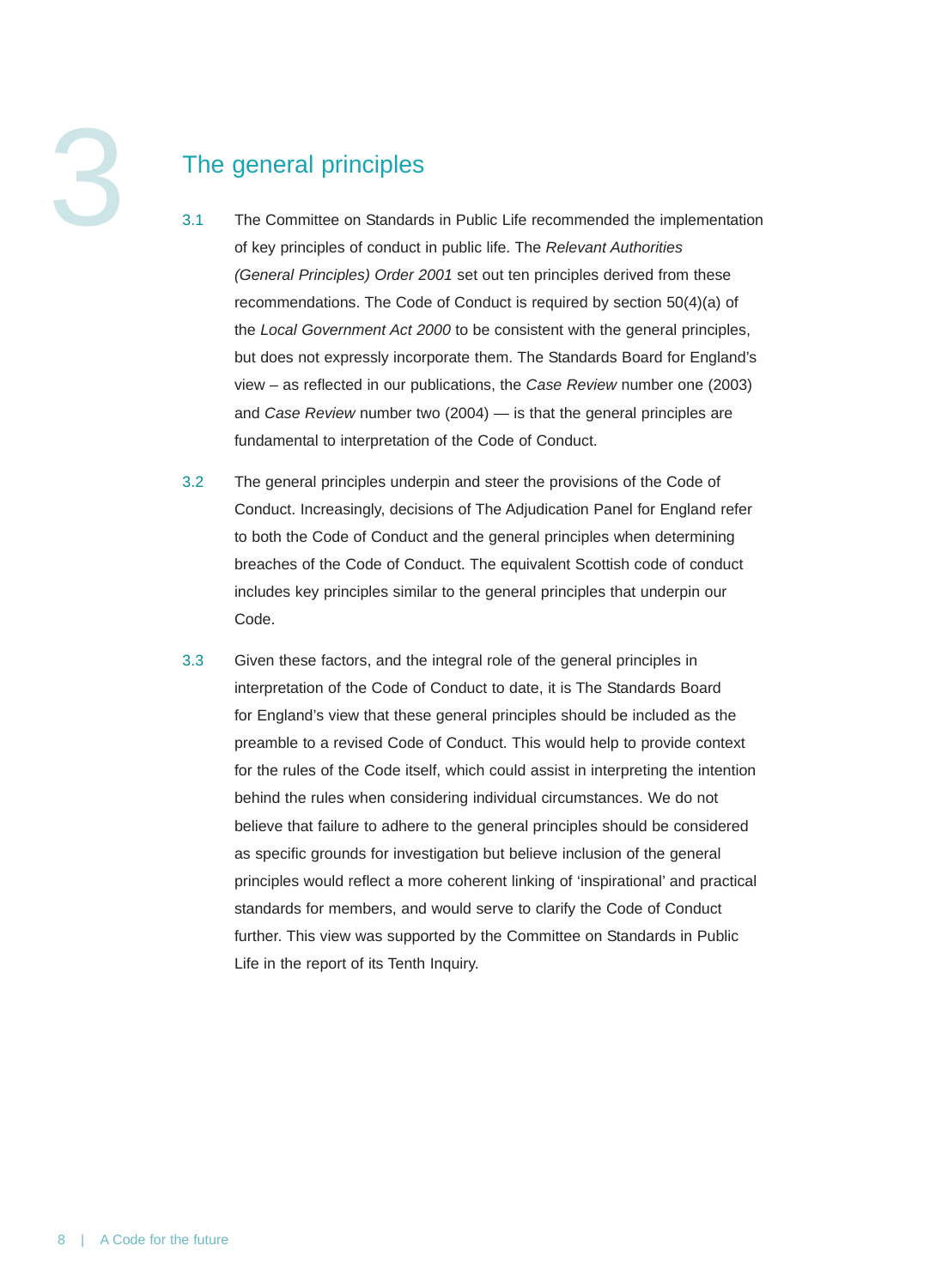# 3 The general principles

3.1 The Committee on Standards in Public Life recommended the implementation of key principles of conduct in public life. The *Relevant Authorities (General Principles) Order 2001* set out ten principles derived from these recommendations. The Code of Conduct is required by section 50(4)(a) of the *Local Government Act 2000* to be consistent with the general principles, but does not expressly incorporate them. The Standards Board for England's view – as reflected in our publications, the *Case Review* number one (2003) and *Case Review* number two (2004) — is that the general principles are fundamental to interpretation of the Code of Conduct.

3.2 The general principles underpin and steer the provisions of the Code of Conduct. Increasingly, decisions of The Adjudication Panel for England refer to both the Code of Conduct and the general principles when determining breaches of the Code of Conduct. The equivalent Scottish code of conduct includes key principles similar to the general principles that underpin our Code.

3.3 Given these factors, and the integral role of the general principles in interpretation of the Code of Conduct to date, it is The Standards Board for England's view that these general principles should be included as the preamble to a revised Code of Conduct. This would help to provide context for the rules of the Code itself, which could assist in interpreting the intention behind the rules when considering individual circumstances. We do not believe that failure to adhere to the general principles should be considered as specific grounds for investigation but believe inclusion of the general principles would reflect a more coherent linking of 'inspirational' and practical standards for members, and would serve to clarify the Code of Conduct further. This view was supported by the Committee on Standards in Public Life in the report of its Tenth Inquiry.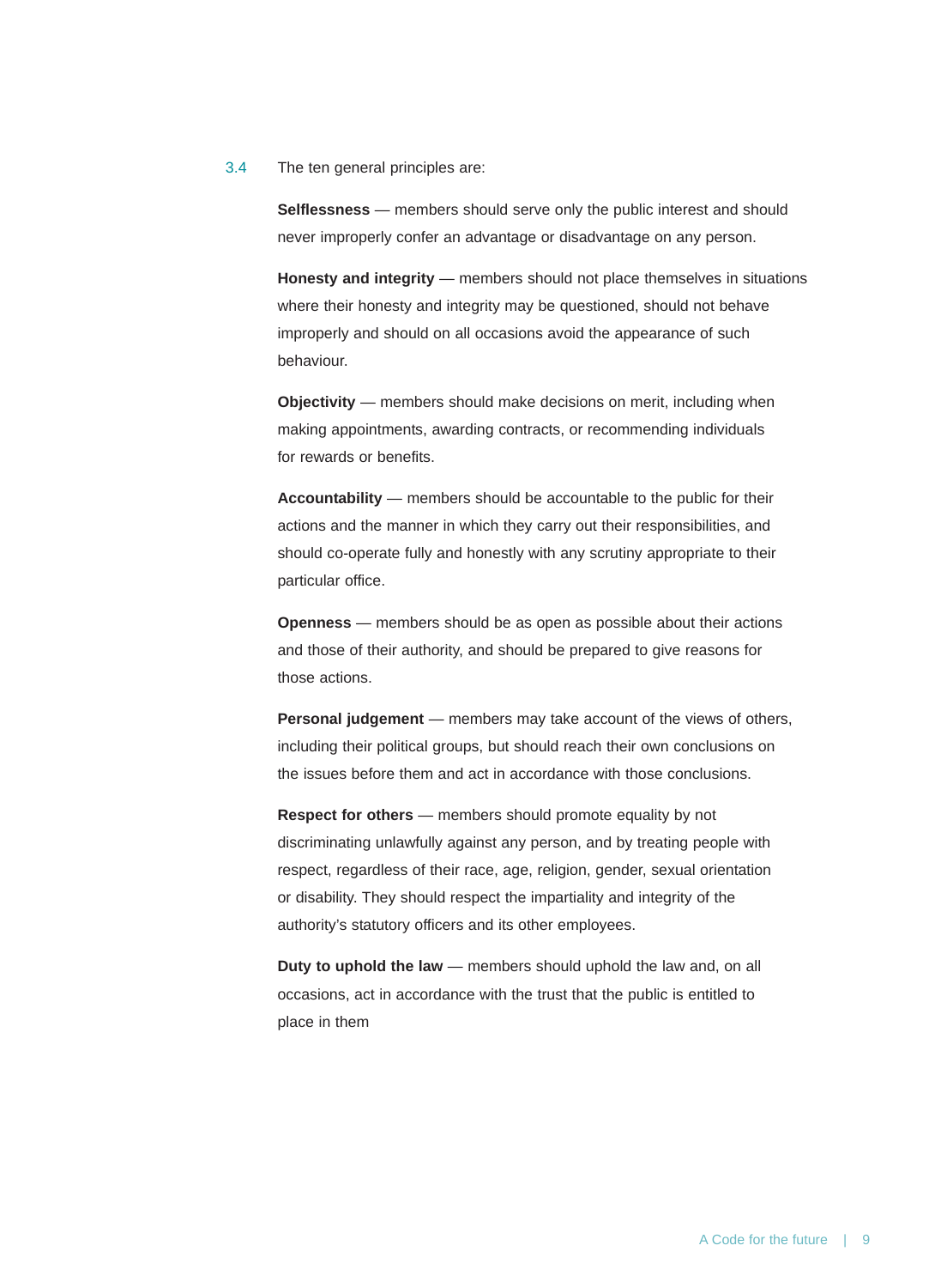3.4 The ten general principles are:

**Selflessness** — members should serve only the public interest and should never improperly confer an advantage or disadvantage on any person.

**Honesty and integrity** — members should not place themselves in situations where their honesty and integrity may be questioned, should not behave improperly and should on all occasions avoid the appearance of such behaviour.

**Objectivity** — members should make decisions on merit, including when making appointments, awarding contracts, or recommending individuals for rewards or benefits.

**Accountability** — members should be accountable to the public for their actions and the manner in which they carry out their responsibilities, and should co-operate fully and honestly with any scrutiny appropriate to their particular office.

**Openness** — members should be as open as possible about their actions and those of their authority, and should be prepared to give reasons for those actions.

**Personal judgement** — members may take account of the views of others, including their political groups, but should reach their own conclusions on the issues before them and act in accordance with those conclusions.

**Respect for others** — members should promote equality by not discriminating unlawfully against any person, and by treating people with respect, regardless of their race, age, religion, gender, sexual orientation or disability. They should respect the impartiality and integrity of the authority's statutory officers and its other employees.

**Duty to uphold the law** — members should uphold the law and, on all occasions, act in accordance with the trust that the public is entitled to place in them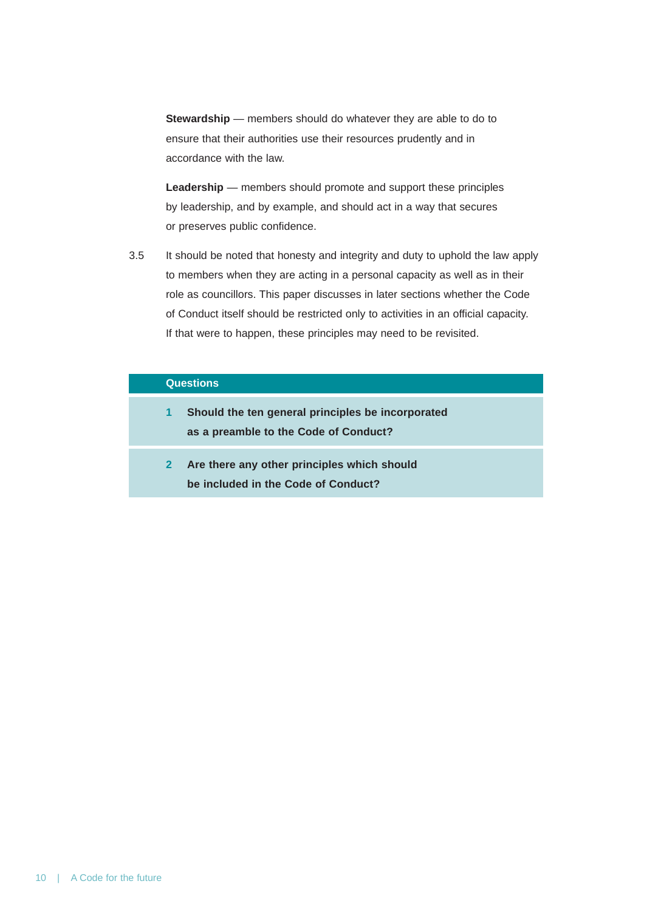**Stewardship** — members should do whatever they are able to do to ensure that their authorities use their resources prudently and in accordance with the law.

**Leadership** — members should promote and support these principles by leadership, and by example, and should act in a way that secures or preserves public confidence.

3.5 It should be noted that honesty and integrity and duty to uphold the law apply to members when they are acting in a personal capacity as well as in their role as councillors. This paper discusses in later sections whether the Code of Conduct itself should be restricted only to activities in an official capacity. If that were to happen, these principles may need to be revisited.

**Questions**

1. **Should the ten general principles be incorporated as a preamble to the Code of Conduct?**
2. **Are there any other principles which should be included in the Code of Conduct?**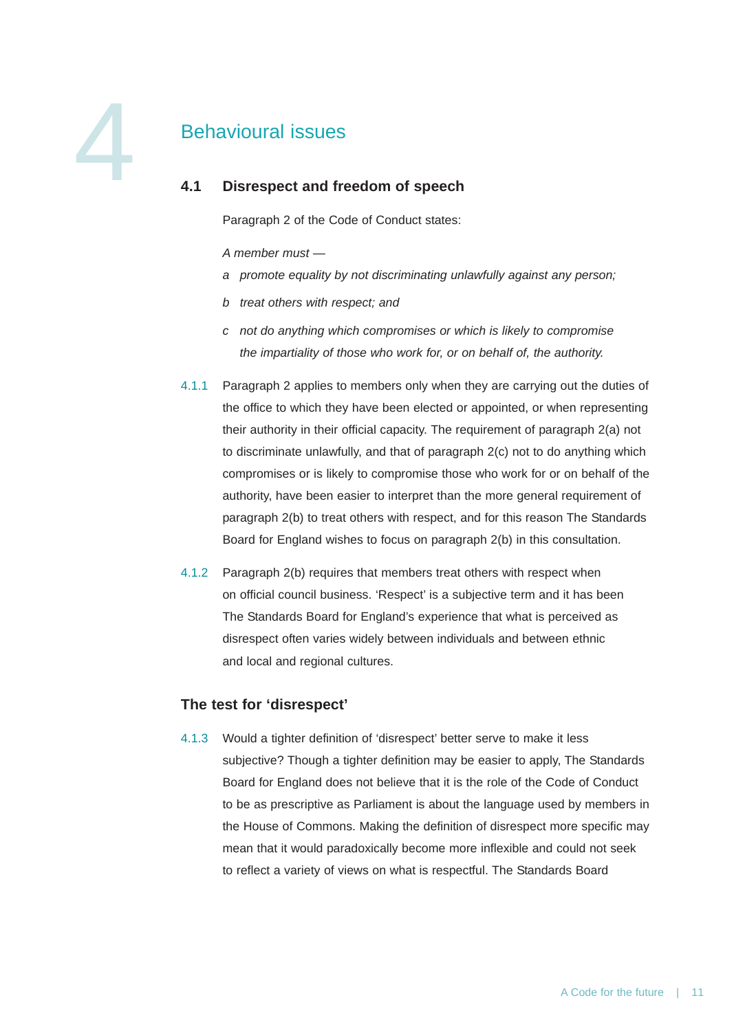# 4 Behavioural issues

## 4.1 Disrespect and freedom of speech

Paragraph 2 of the Code of Conduct states:

*A member must —*

*a promote equality by not discriminating unlawfully against any person;*

*b treat others with respect; and*

*c not do anything which compromises or which is likely to compromise the impartiality of those who work for, or on behalf of, the authority.*

4.1.1 Paragraph 2 applies to members only when they are carrying out the duties of the office to which they have been elected or appointed, or when representing their authority in their official capacity. The requirement of paragraph 2(a) not to discriminate unlawfully, and that of paragraph 2(c) not to do anything which compromises or is likely to compromise those who work for or on behalf of the authority, have been easier to interpret than the more general requirement of paragraph 2(b) to treat others with respect, and for this reason The Standards Board for England wishes to focus on paragraph 2(b) in this consultation.

4.1.2 Paragraph 2(b) requires that members treat others with respect when on official council business. 'Respect' is a subjective term and it has been The Standards Board for England's experience that what is perceived as disrespect often varies widely between individuals and between ethnic and local and regional cultures.

### The test for 'disrespect'

4.1.3 Would a tighter definition of 'disrespect' better serve to make it less subjective? Though a tighter definition may be easier to apply, The Standards Board for England does not believe that it is the role of the Code of Conduct to be as prescriptive as Parliament is about the language used by members in the House of Commons. Making the definition of disrespect more specific may mean that it would paradoxically become more inflexible and could not seek to reflect a variety of views on what is respectful. The Standards Board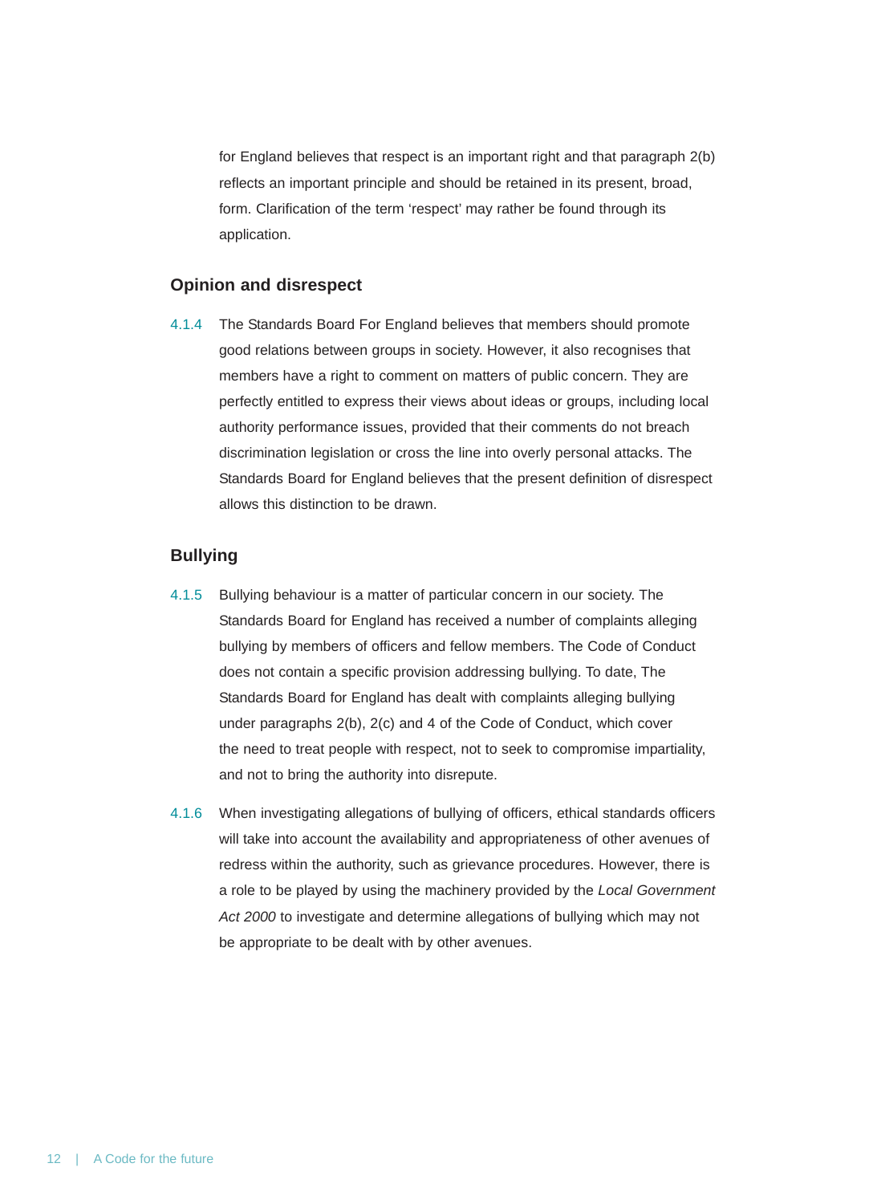for England believes that respect is an important right and that paragraph 2(b) reflects an important principle and should be retained in its present, broad, form. Clarification of the term 'respect' may rather be found through its application.

### Opinion and disrespect

4.1.4 The Standards Board For England believes that members should promote good relations between groups in society. However, it also recognises that members have a right to comment on matters of public concern. They are perfectly entitled to express their views about ideas or groups, including local authority performance issues, provided that their comments do not breach discrimination legislation or cross the line into overly personal attacks. The Standards Board for England believes that the present definition of disrespect allows this distinction to be drawn.

### Bullying

4.1.5 Bullying behaviour is a matter of particular concern in our society. The Standards Board for England has received a number of complaints alleging bullying by members of officers and fellow members. The Code of Conduct does not contain a specific provision addressing bullying. To date, The Standards Board for England has dealt with complaints alleging bullying under paragraphs 2(b), 2(c) and 4 of the Code of Conduct, which cover the need to treat people with respect, not to seek to compromise impartiality, and not to bring the authority into disrepute.

4.1.6 When investigating allegations of bullying of officers, ethical standards officers will take into account the availability and appropriateness of other avenues of redress within the authority, such as grievance procedures. However, there is a role to be played by using the machinery provided by the *Local Government Act 2000* to investigate and determine allegations of bullying which may not be appropriate to be dealt with by other avenues.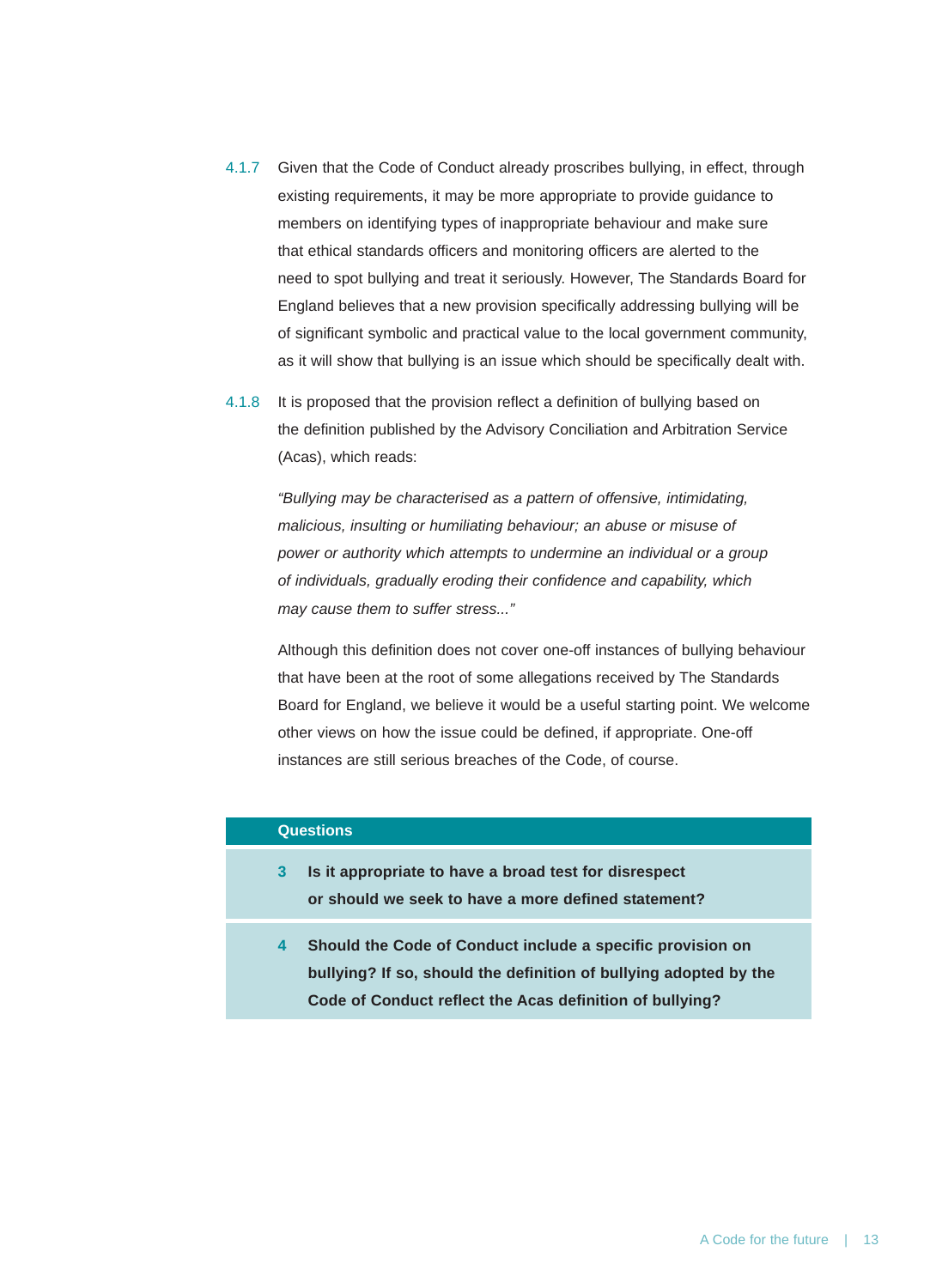4.1.7 Given that the Code of Conduct already proscribes bullying, in effect, through existing requirements, it may be more appropriate to provide guidance to members on identifying types of inappropriate behaviour and make sure that ethical standards officers and monitoring officers are alerted to the need to spot bullying and treat it seriously. However, The Standards Board for England believes that a new provision specifically addressing bullying will be of significant symbolic and practical value to the local government community, as it will show that bullying is an issue which should be specifically dealt with.

4.1.8 It is proposed that the provision reflect a definition of bullying based on the definition published by the Advisory Conciliation and Arbitration Service (Acas), which reads:

*"Bullying may be characterised as a pattern of offensive, intimidating, malicious, insulting or humiliating behaviour; an abuse or misuse of power or authority which attempts to undermine an individual or a group of individuals, gradually eroding their confidence and capability, which may cause them to suffer stress..."*

Although this definition does not cover one-off instances of bullying behaviour that have been at the root of some allegations received by The Standards Board for England, we believe it would be a useful starting point. We welcome other views on how the issue could be defined, if appropriate. One-off instances are still serious breaches of the Code, of course.

**Questions**

**3** **Is it appropriate to have a broad test for disrespect or should we seek to have a more defined statement?**

**4** **Should the Code of Conduct include a specific provision on bullying? If so, should the definition of bullying adopted by the Code of Conduct reflect the Acas definition of bullying?**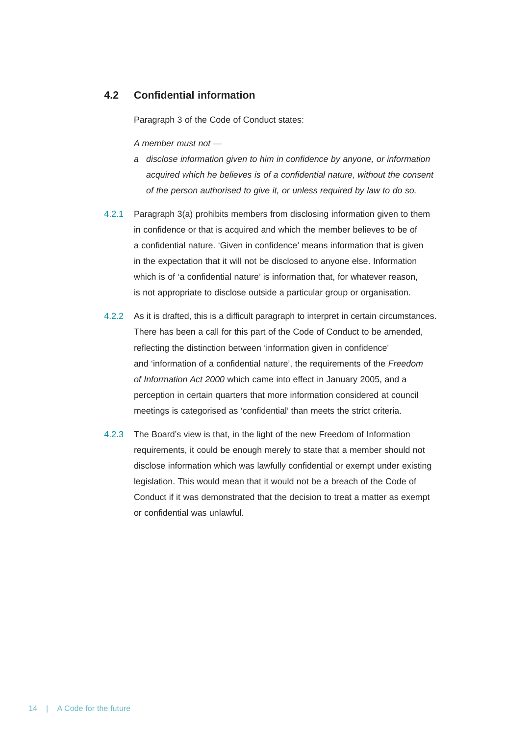## 4.2 Confidential information

Paragraph 3 of the Code of Conduct states:

*A member must not —*

*a disclose information given to him in confidence by anyone, or information acquired which he believes is of a confidential nature, without the consent of the person authorised to give it, or unless required by law to do so.*

4.2.1 Paragraph 3(a) prohibits members from disclosing information given to them in confidence or that is acquired and which the member believes to be of a confidential nature. 'Given in confidence' means information that is given in the expectation that it will not be disclosed to anyone else. Information which is of 'a confidential nature' is information that, for whatever reason, is not appropriate to disclose outside a particular group or organisation.

4.2.2 As it is drafted, this is a difficult paragraph to interpret in certain circumstances. There has been a call for this part of the Code of Conduct to be amended, reflecting the distinction between 'information given in confidence' and 'information of a confidential nature', the requirements of the *Freedom of Information Act 2000* which came into effect in January 2005, and a perception in certain quarters that more information considered at council meetings is categorised as 'confidential' than meets the strict criteria.

4.2.3 The Board's view is that, in the light of the new Freedom of Information requirements, it could be enough merely to state that a member should not disclose information which was lawfully confidential or exempt under existing legislation. This would mean that it would not be a breach of the Code of Conduct if it was demonstrated that the decision to treat a matter as exempt or confidential was unlawful.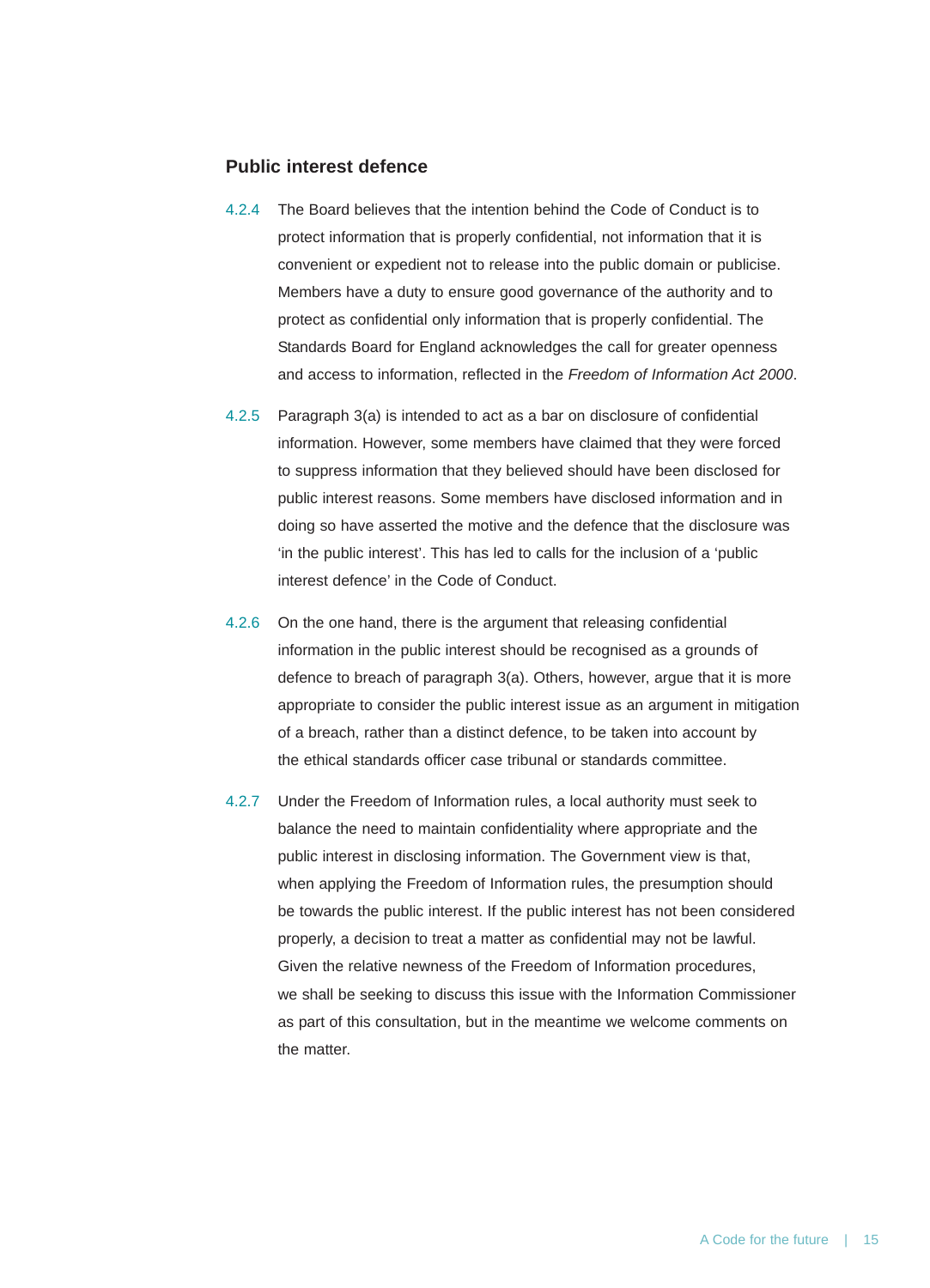### Public interest defence

4.2.4 The Board believes that the intention behind the Code of Conduct is to protect information that is properly confidential, not information that it is convenient or expedient not to release into the public domain or publicise. Members have a duty to ensure good governance of the authority and to protect as confidential only information that is properly confidential. The Standards Board for England acknowledges the call for greater openness and access to information, reflected in the *Freedom of Information Act 2000*.

4.2.5 Paragraph 3(a) is intended to act as a bar on disclosure of confidential information. However, some members have claimed that they were forced to suppress information that they believed should have been disclosed for public interest reasons. Some members have disclosed information and in doing so have asserted the motive and the defence that the disclosure was 'in the public interest'. This has led to calls for the inclusion of a 'public interest defence' in the Code of Conduct.

4.2.6 On the one hand, there is the argument that releasing confidential information in the public interest should be recognised as a grounds of defence to breach of paragraph 3(a). Others, however, argue that it is more appropriate to consider the public interest issue as an argument in mitigation of a breach, rather than a distinct defence, to be taken into account by the ethical standards officer case tribunal or standards committee.

4.2.7 Under the Freedom of Information rules, a local authority must seek to balance the need to maintain confidentiality where appropriate and the public interest in disclosing information. The Government view is that, when applying the Freedom of Information rules, the presumption should be towards the public interest. If the public interest has not been considered properly, a decision to treat a matter as confidential may not be lawful. Given the relative newness of the Freedom of Information procedures, we shall be seeking to discuss this issue with the Information Commissioner as part of this consultation, but in the meantime we welcome comments on the matter.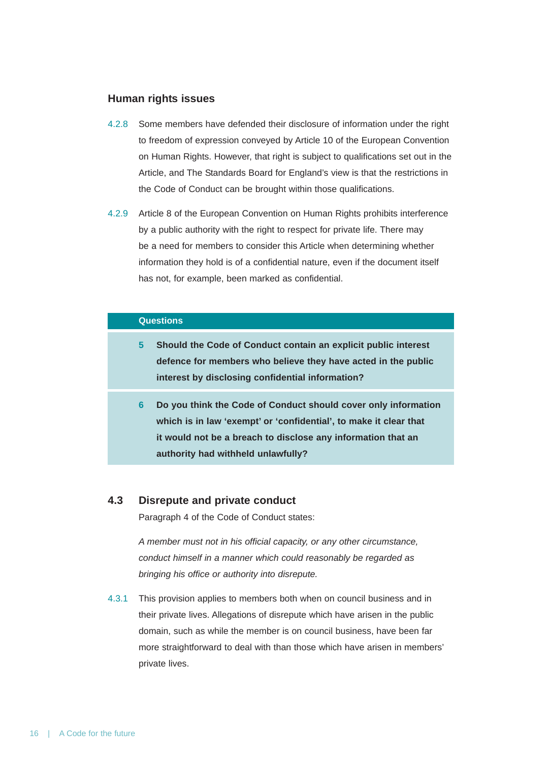### Human rights issues

4.2.8 Some members have defended their disclosure of information under the right to freedom of expression conveyed by Article 10 of the European Convention on Human Rights. However, that right is subject to qualifications set out in the Article, and The Standards Board for England's view is that the restrictions in the Code of Conduct can be brought within those qualifications.

4.2.9 Article 8 of the European Convention on Human Rights prohibits interference by a public authority with the right to respect for private life. There may be a need for members to consider this Article when determining whether information they hold is of a confidential nature, even if the document itself has not, for example, been marked as confidential.

**Questions**

**5 Should the Code of Conduct contain an explicit public interest defence for members who believe they have acted in the public interest by disclosing confidential information?**

**6 Do you think the Code of Conduct should cover only information which is in law 'exempt' or 'confidential', to make it clear that it would not be a breach to disclose any information that an authority had withheld unlawfully?**

## 4.3 Disrepute and private conduct

Paragraph 4 of the Code of Conduct states:

*A member must not in his official capacity, or any other circumstance, conduct himself in a manner which could reasonably be regarded as bringing his office or authority into disrepute.*

4.3.1 This provision applies to members both when on council business and in their private lives. Allegations of disrepute which have arisen in the public domain, such as while the member is on council business, have been far more straightforward to deal with than those which have arisen in members' private lives.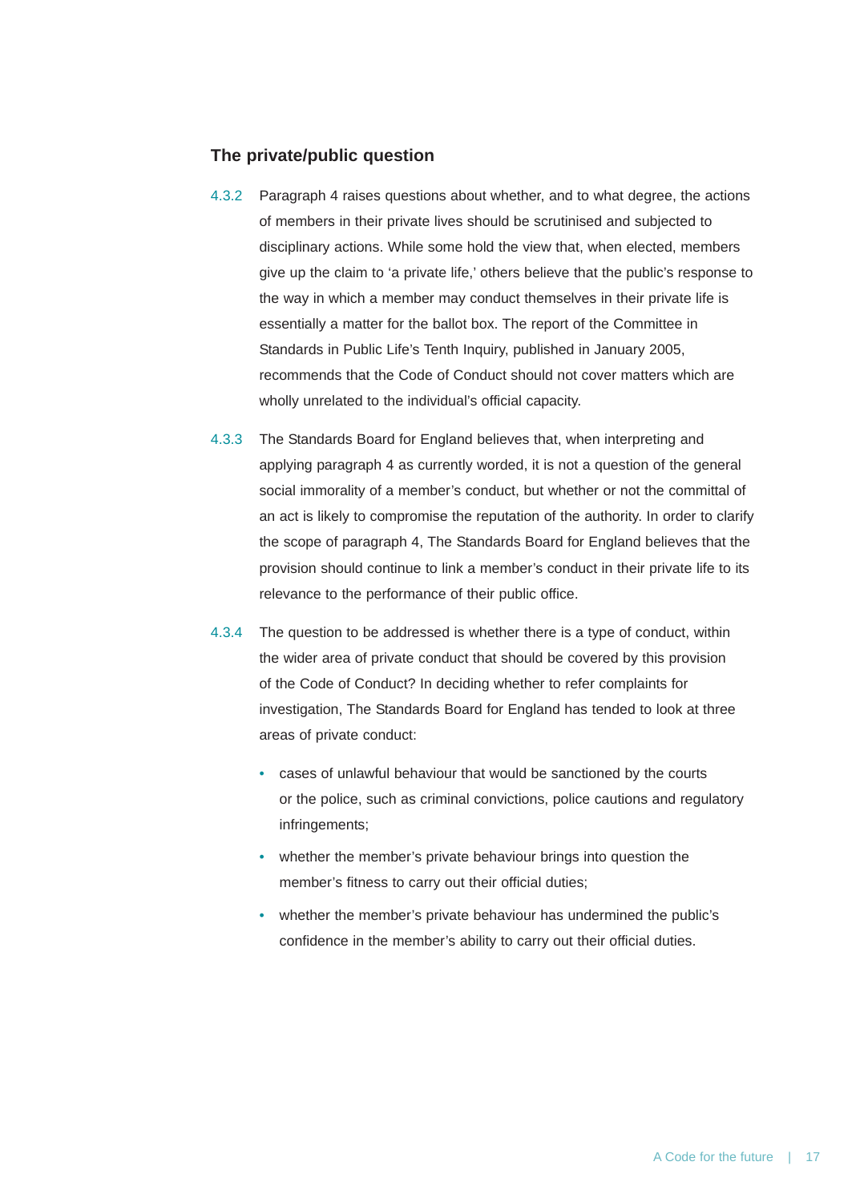### The private/public question

4.3.2 Paragraph 4 raises questions about whether, and to what degree, the actions of members in their private lives should be scrutinised and subjected to disciplinary actions. While some hold the view that, when elected, members give up the claim to 'a private life,' others believe that the public's response to the way in which a member may conduct themselves in their private life is essentially a matter for the ballot box. The report of the Committee in Standards in Public Life's Tenth Inquiry, published in January 2005, recommends that the Code of Conduct should not cover matters which are wholly unrelated to the individual's official capacity.

4.3.3 The Standards Board for England believes that, when interpreting and applying paragraph 4 as currently worded, it is not a question of the general social immorality of a member's conduct, but whether or not the committal of an act is likely to compromise the reputation of the authority. In order to clarify the scope of paragraph 4, The Standards Board for England believes that the provision should continue to link a member's conduct in their private life to its relevance to the performance of their public office.

4.3.4 The question to be addressed is whether there is a type of conduct, within the wider area of private conduct that should be covered by this provision of the Code of Conduct? In deciding whether to refer complaints for investigation, The Standards Board for England has tended to look at three areas of private conduct:

- cases of unlawful behaviour that would be sanctioned by the courts or the police, such as criminal convictions, police cautions and regulatory infringements;
- whether the member's private behaviour brings into question the member's fitness to carry out their official duties;
- whether the member's private behaviour has undermined the public's confidence in the member's ability to carry out their official duties.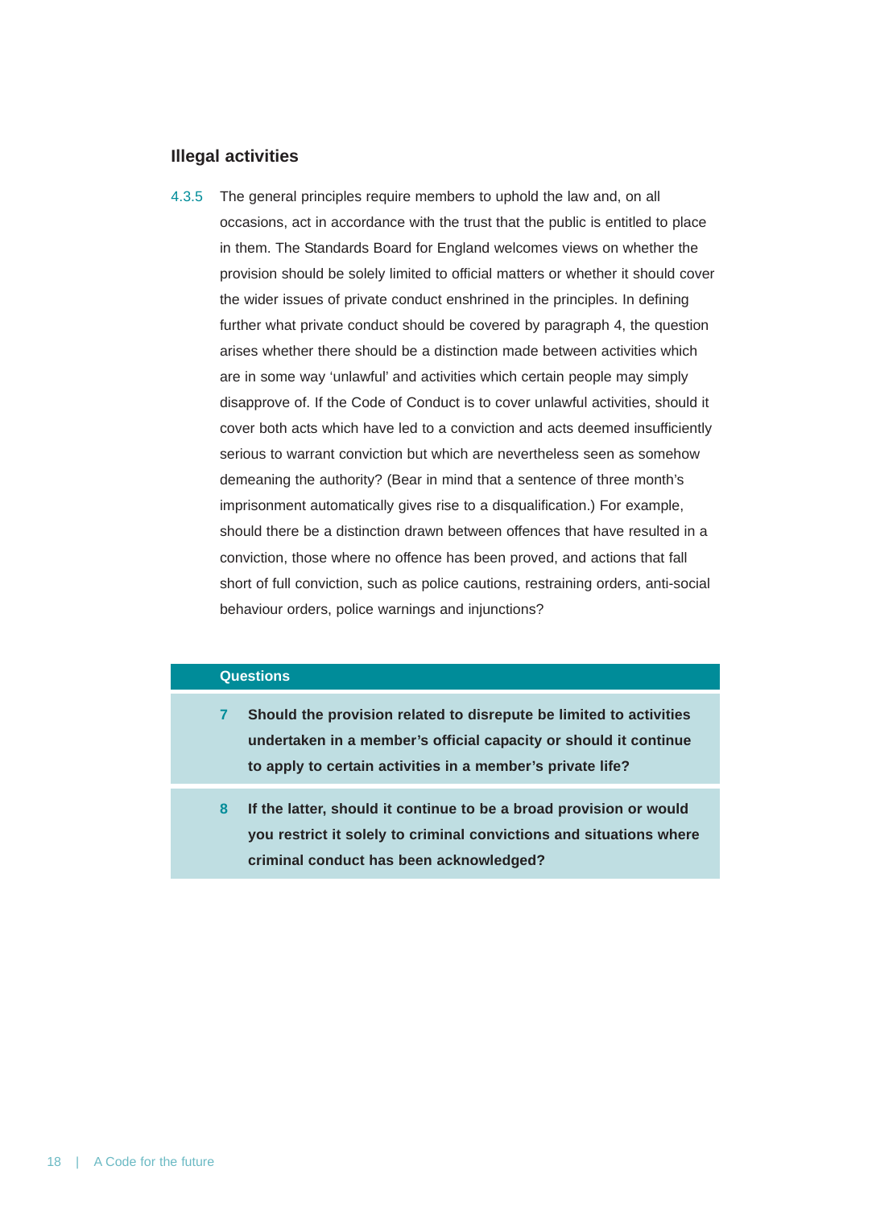### Illegal activities

4.3.5 The general principles require members to uphold the law and, on all occasions, act in accordance with the trust that the public is entitled to place in them. The Standards Board for England welcomes views on whether the provision should be solely limited to official matters or whether it should cover the wider issues of private conduct enshrined in the principles. In defining further what private conduct should be covered by paragraph 4, the question arises whether there should be a distinction made between activities which are in some way 'unlawful' and activities which certain people may simply disapprove of. If the Code of Conduct is to cover unlawful activities, should it cover both acts which have led to a conviction and acts deemed insufficiently serious to warrant conviction but which are nevertheless seen as somehow demeaning the authority? (Bear in mind that a sentence of three month's imprisonment automatically gives rise to a disqualification.) For example, should there be a distinction drawn between offences that have resulted in a conviction, those where no offence has been proved, and actions that fall short of full conviction, such as police cautions, restraining orders, anti-social behaviour orders, police warnings and injunctions?

**Questions**

**7 Should the provision related to disrepute be limited to activities undertaken in a member's official capacity or should it continue to apply to certain activities in a member's private life?**

**8 If the latter, should it continue to be a broad provision or would you restrict it solely to criminal convictions and situations where criminal conduct has been acknowledged?**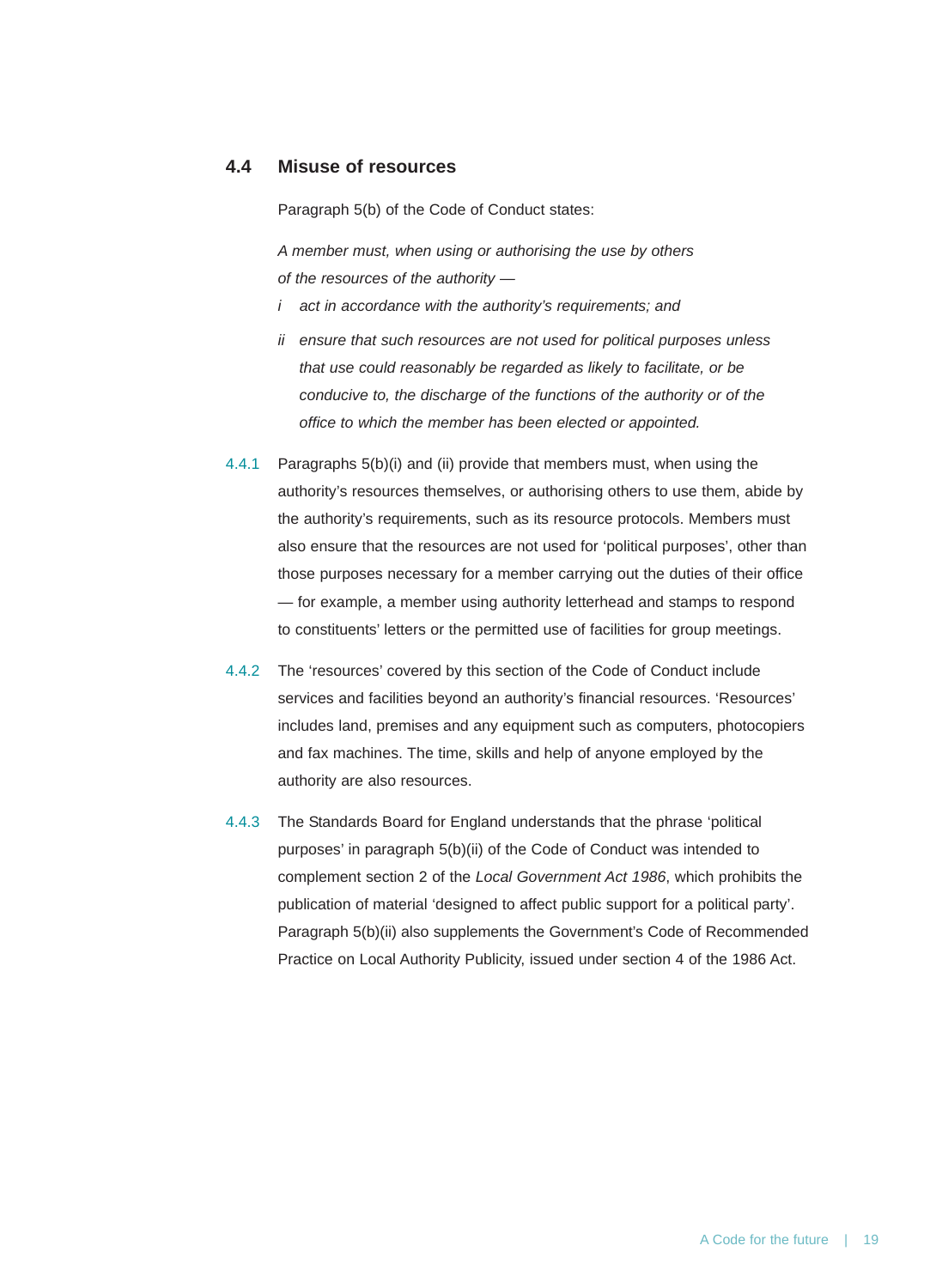## 4.4 Misuse of resources

Paragraph 5(b) of the Code of Conduct states:

*A member must, when using or authorising the use by others of the resources of the authority —*

*i act in accordance with the authority's requirements; and*

*ii ensure that such resources are not used for political purposes unless that use could reasonably be regarded as likely to facilitate, or be conducive to, the discharge of the functions of the authority or of the office to which the member has been elected or appointed.*

4.4.1 Paragraphs 5(b)(i) and (ii) provide that members must, when using the authority's resources themselves, or authorising others to use them, abide by the authority's requirements, such as its resource protocols. Members must also ensure that the resources are not used for 'political purposes', other than those purposes necessary for a member carrying out the duties of their office — for example, a member using authority letterhead and stamps to respond to constituents' letters or the permitted use of facilities for group meetings.

4.4.2 The 'resources' covered by this section of the Code of Conduct include services and facilities beyond an authority's financial resources. 'Resources' includes land, premises and any equipment such as computers, photocopiers and fax machines. The time, skills and help of anyone employed by the authority are also resources.

4.4.3 The Standards Board for England understands that the phrase 'political purposes' in paragraph 5(b)(ii) of the Code of Conduct was intended to complement section 2 of the *Local Government Act 1986*, which prohibits the publication of material 'designed to affect public support for a political party'. Paragraph 5(b)(ii) also supplements the Government's Code of Recommended Practice on Local Authority Publicity, issued under section 4 of the 1986 Act.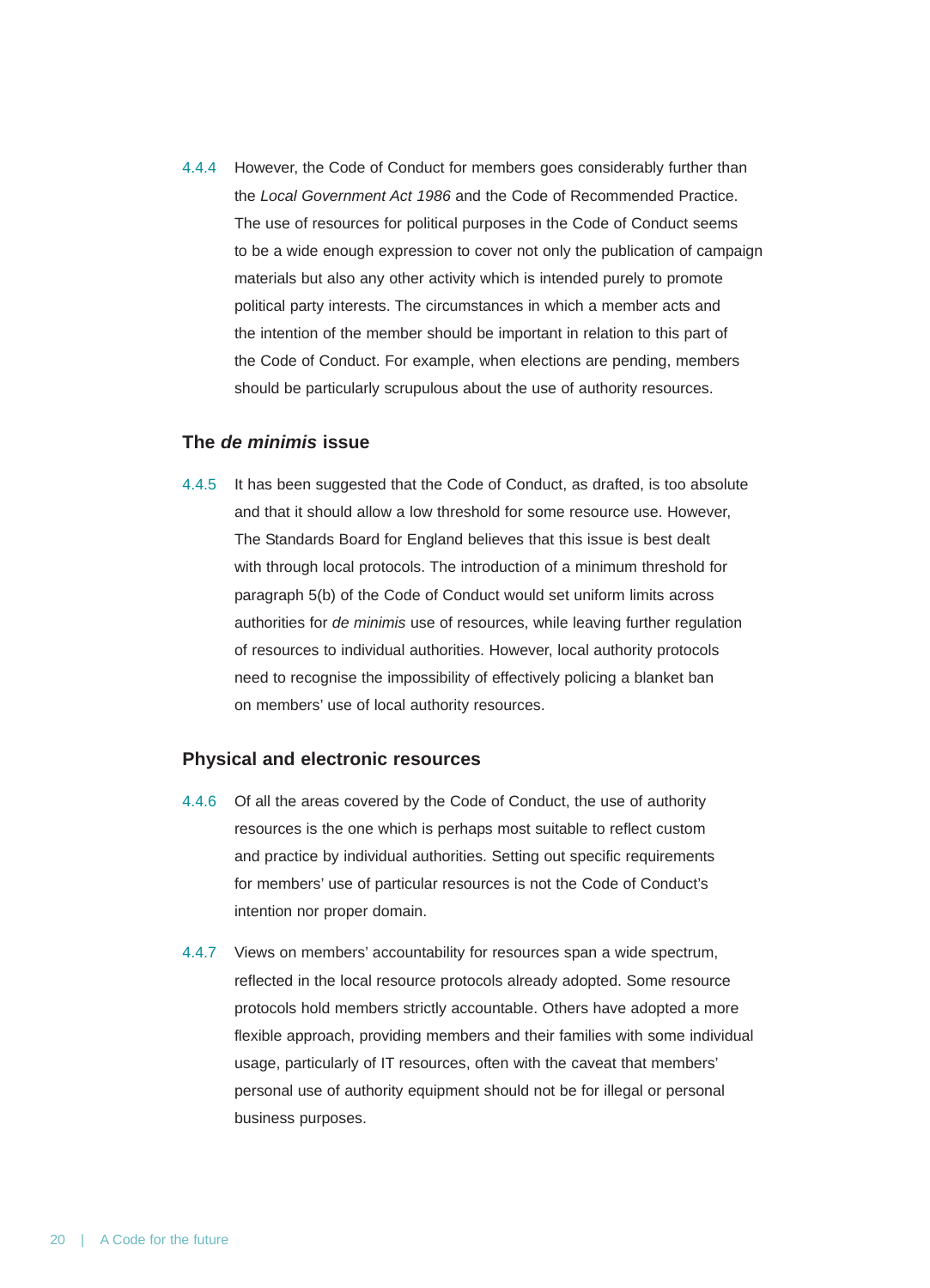4.4.4 However, the Code of Conduct for members goes considerably further than the *Local Government Act 1986* and the Code of Recommended Practice. The use of resources for political purposes in the Code of Conduct seems to be a wide enough expression to cover not only the publication of campaign materials but also any other activity which is intended purely to promote political party interests. The circumstances in which a member acts and the intention of the member should be important in relation to this part of the Code of Conduct. For example, when elections are pending, members should be particularly scrupulous about the use of authority resources.

### The *de minimis* issue

4.4.5 It has been suggested that the Code of Conduct, as drafted, is too absolute and that it should allow a low threshold for some resource use. However, The Standards Board for England believes that this issue is best dealt with through local protocols. The introduction of a minimum threshold for paragraph 5(b) of the Code of Conduct would set uniform limits across authorities for *de minimis* use of resources, while leaving further regulation of resources to individual authorities. However, local authority protocols need to recognise the impossibility of effectively policing a blanket ban on members' use of local authority resources.

### Physical and electronic resources

4.4.6 Of all the areas covered by the Code of Conduct, the use of authority resources is the one which is perhaps most suitable to reflect custom and practice by individual authorities. Setting out specific requirements for members' use of particular resources is not the Code of Conduct's intention nor proper domain.

4.4.7 Views on members' accountability for resources span a wide spectrum, reflected in the local resource protocols already adopted. Some resource protocols hold members strictly accountable. Others have adopted a more flexible approach, providing members and their families with some individual usage, particularly of IT resources, often with the caveat that members' personal use of authority equipment should not be for illegal or personal business purposes.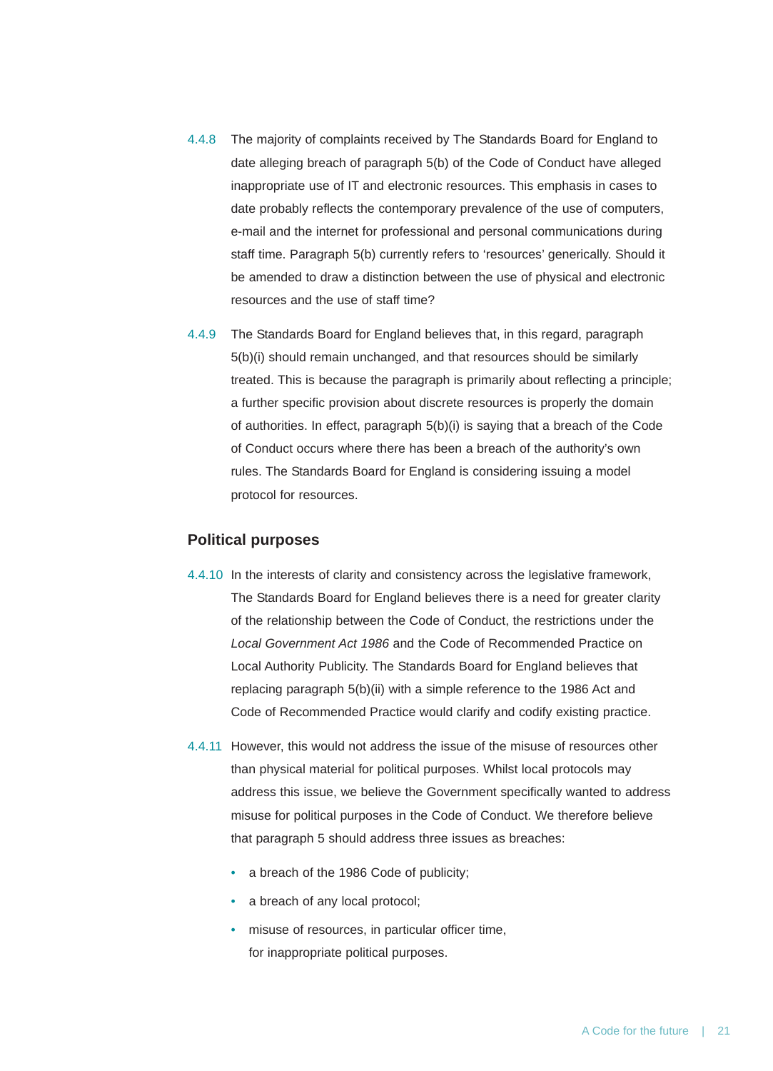4.4.8 The majority of complaints received by The Standards Board for England to date alleging breach of paragraph 5(b) of the Code of Conduct have alleged inappropriate use of IT and electronic resources. This emphasis in cases to date probably reflects the contemporary prevalence of the use of computers, e-mail and the internet for professional and personal communications during staff time. Paragraph 5(b) currently refers to 'resources' generically. Should it be amended to draw a distinction between the use of physical and electronic resources and the use of staff time?

4.4.9 The Standards Board for England believes that, in this regard, paragraph 5(b)(i) should remain unchanged, and that resources should be similarly treated. This is because the paragraph is primarily about reflecting a principle; a further specific provision about discrete resources is properly the domain of authorities. In effect, paragraph 5(b)(i) is saying that a breach of the Code of Conduct occurs where there has been a breach of the authority's own rules. The Standards Board for England is considering issuing a model protocol for resources.

## Political purposes

4.4.10 In the interests of clarity and consistency across the legislative framework, The Standards Board for England believes there is a need for greater clarity of the relationship between the Code of Conduct, the restrictions under the *Local Government Act 1986* and the Code of Recommended Practice on Local Authority Publicity. The Standards Board for England believes that replacing paragraph 5(b)(ii) with a simple reference to the 1986 Act and Code of Recommended Practice would clarify and codify existing practice.

4.4.11 However, this would not address the issue of the misuse of resources other than physical material for political purposes. Whilst local protocols may address this issue, we believe the Government specifically wanted to address misuse for political purposes in the Code of Conduct. We therefore believe that paragraph 5 should address three issues as breaches:

- a breach of the 1986 Code of publicity;
- a breach of any local protocol;
- misuse of resources, in particular officer time, for inappropriate political purposes.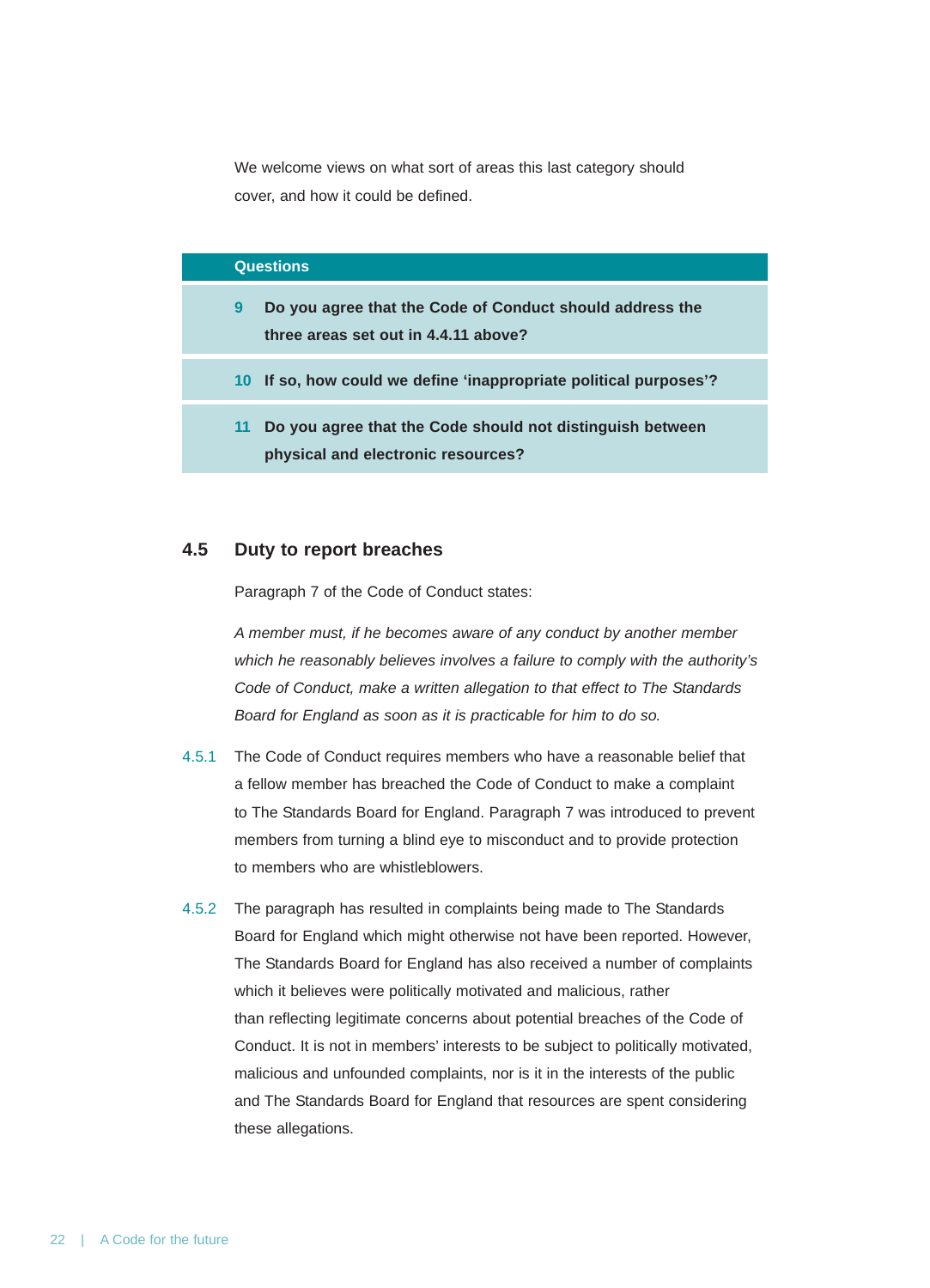We welcome views on what sort of areas this last category should cover, and how it could be defined.

| Questions |
| --- |
| **9** **Do you agree that the Code of Conduct should address the three areas set out in 4.4.11 above?** |
| **10** **If so, how could we define 'inappropriate political purposes'?** |
| **11** **Do you agree that the Code should not distinguish between physical and electronic resources?** |

## 4.5 Duty to report breaches

Paragraph 7 of the Code of Conduct states:

*A member must, if he becomes aware of any conduct by another member which he reasonably believes involves a failure to comply with the authority's Code of Conduct, make a written allegation to that effect to The Standards Board for England as soon as it is practicable for him to do so.*

4.5.1 The Code of Conduct requires members who have a reasonable belief that a fellow member has breached the Code of Conduct to make a complaint to The Standards Board for England. Paragraph 7 was introduced to prevent members from turning a blind eye to misconduct and to provide protection to members who are whistleblowers.

4.5.2 The paragraph has resulted in complaints being made to The Standards Board for England which might otherwise not have been reported. However, The Standards Board for England has also received a number of complaints which it believes were politically motivated and malicious, rather than reflecting legitimate concerns about potential breaches of the Code of Conduct. It is not in members' interests to be subject to politically motivated, malicious and unfounded complaints, nor is it in the interests of the public and The Standards Board for England that resources are spent considering these allegations.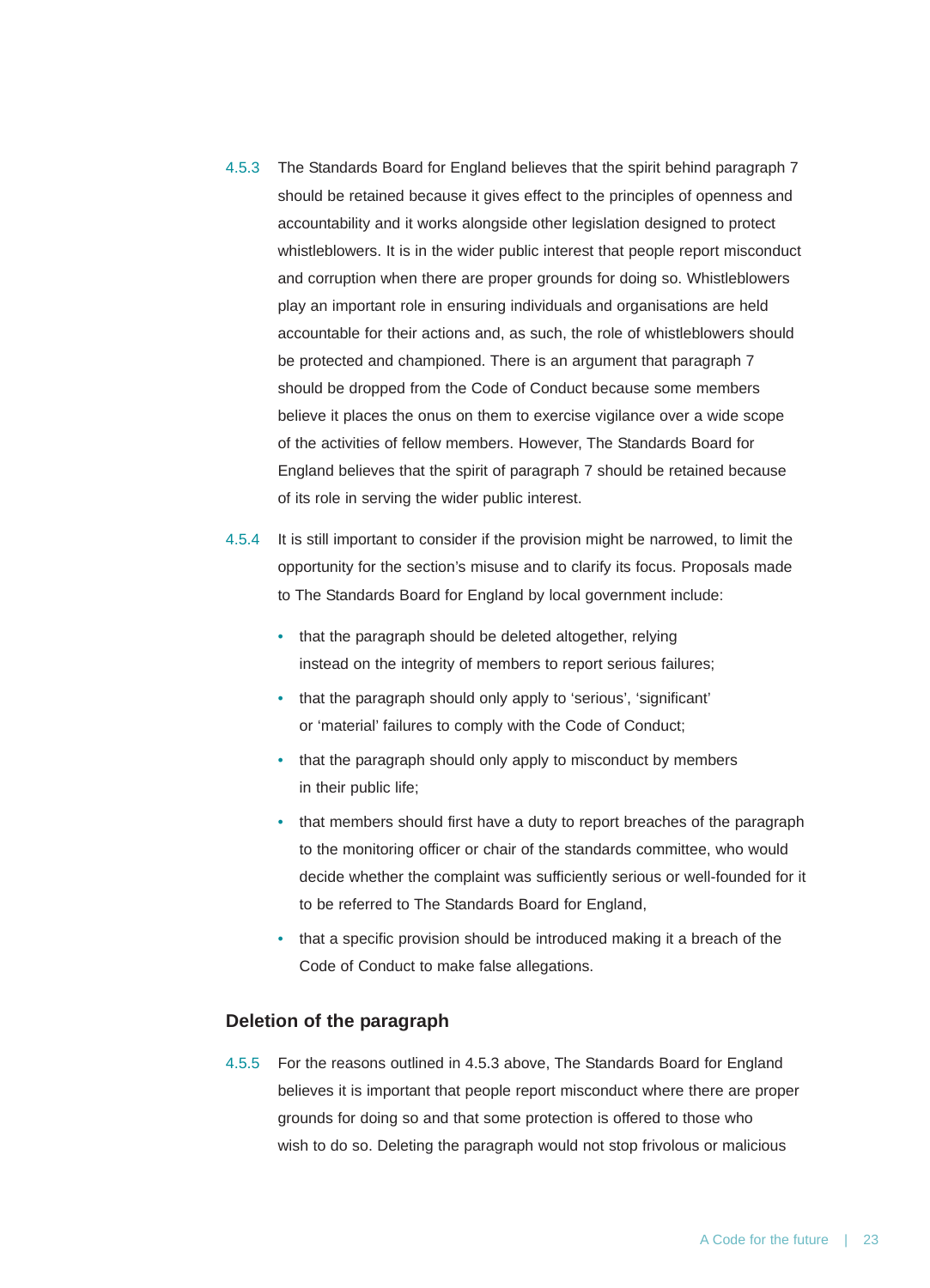4.5.3 The Standards Board for England believes that the spirit behind paragraph 7 should be retained because it gives effect to the principles of openness and accountability and it works alongside other legislation designed to protect whistleblowers. It is in the wider public interest that people report misconduct and corruption when there are proper grounds for doing so. Whistleblowers play an important role in ensuring individuals and organisations are held accountable for their actions and, as such, the role of whistleblowers should be protected and championed. There is an argument that paragraph 7 should be dropped from the Code of Conduct because some members believe it places the onus on them to exercise vigilance over a wide scope of the activities of fellow members. However, The Standards Board for England believes that the spirit of paragraph 7 should be retained because of its role in serving the wider public interest.

4.5.4 It is still important to consider if the provision might be narrowed, to limit the opportunity for the section's misuse and to clarify its focus. Proposals made to The Standards Board for England by local government include:

- that the paragraph should be deleted altogether, relying instead on the integrity of members to report serious failures;
- that the paragraph should only apply to 'serious', 'significant' or 'material' failures to comply with the Code of Conduct;
- that the paragraph should only apply to misconduct by members in their public life;
- that members should first have a duty to report breaches of the paragraph to the monitoring officer or chair of the standards committee, who would decide whether the complaint was sufficiently serious or well-founded for it to be referred to The Standards Board for England,
- that a specific provision should be introduced making it a breach of the Code of Conduct to make false allegations.

## Deletion of the paragraph

4.5.5 For the reasons outlined in 4.5.3 above, The Standards Board for England believes it is important that people report misconduct where there are proper grounds for doing so and that some protection is offered to those who wish to do so. Deleting the paragraph would not stop frivolous or malicious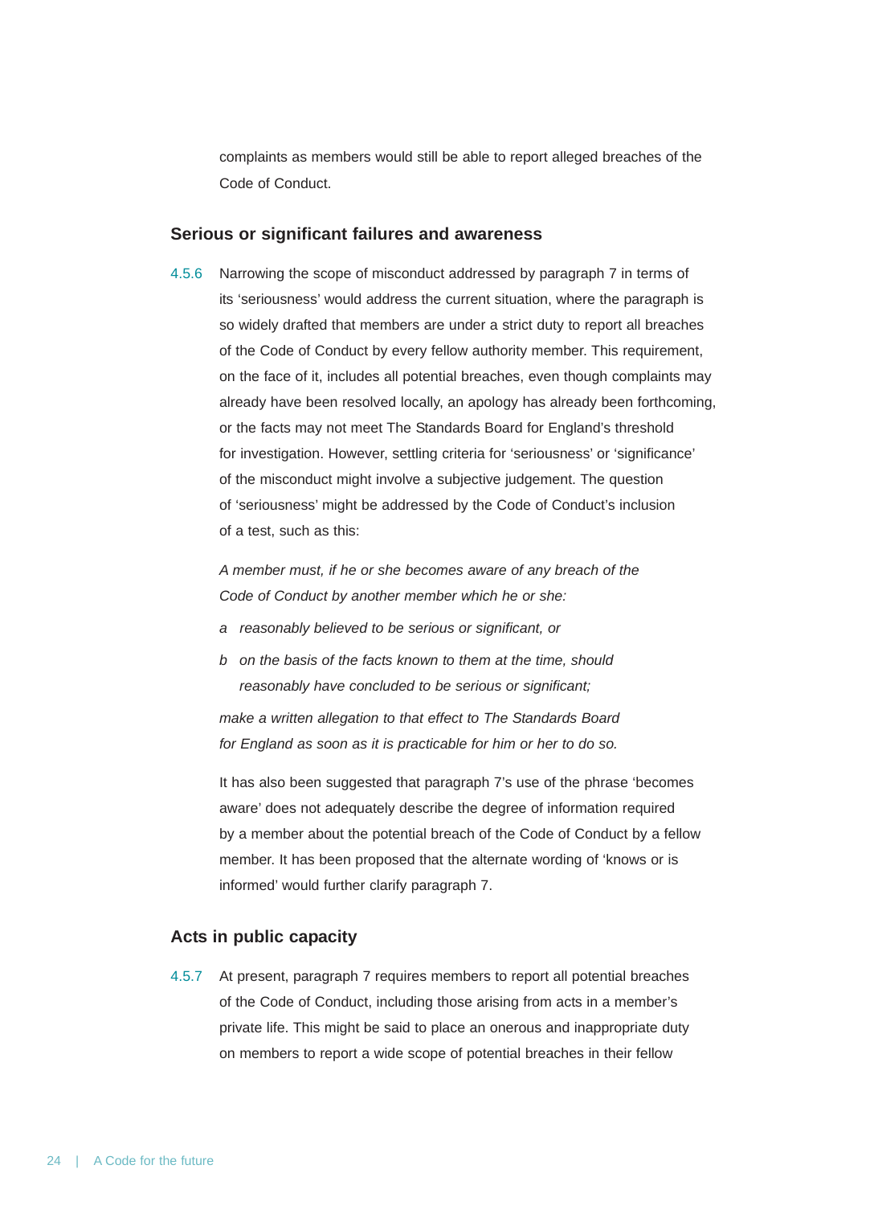complaints as members would still be able to report alleged breaches of the Code of Conduct.

### Serious or significant failures and awareness

4.5.6 Narrowing the scope of misconduct addressed by paragraph 7 in terms of its 'seriousness' would address the current situation, where the paragraph is so widely drafted that members are under a strict duty to report all breaches of the Code of Conduct by every fellow authority member. This requirement, on the face of it, includes all potential breaches, even though complaints may already have been resolved locally, an apology has already been forthcoming, or the facts may not meet The Standards Board for England's threshold for investigation. However, settling criteria for 'seriousness' or 'significance' of the misconduct might involve a subjective judgement. The question of 'seriousness' might be addressed by the Code of Conduct's inclusion of a test, such as this:

*A member must, if he or she becomes aware of any breach of the Code of Conduct by another member which he or she:*

- *a reasonably believed to be serious or significant, or*
- *b on the basis of the facts known to them at the time, should reasonably have concluded to be serious or significant;*

*make a written allegation to that effect to The Standards Board for England as soon as it is practicable for him or her to do so.*

It has also been suggested that paragraph 7's use of the phrase 'becomes aware' does not adequately describe the degree of information required by a member about the potential breach of the Code of Conduct by a fellow member. It has been proposed that the alternate wording of 'knows or is informed' would further clarify paragraph 7.

### Acts in public capacity

4.5.7 At present, paragraph 7 requires members to report all potential breaches of the Code of Conduct, including those arising from acts in a member's private life. This might be said to place an onerous and inappropriate duty on members to report a wide scope of potential breaches in their fellow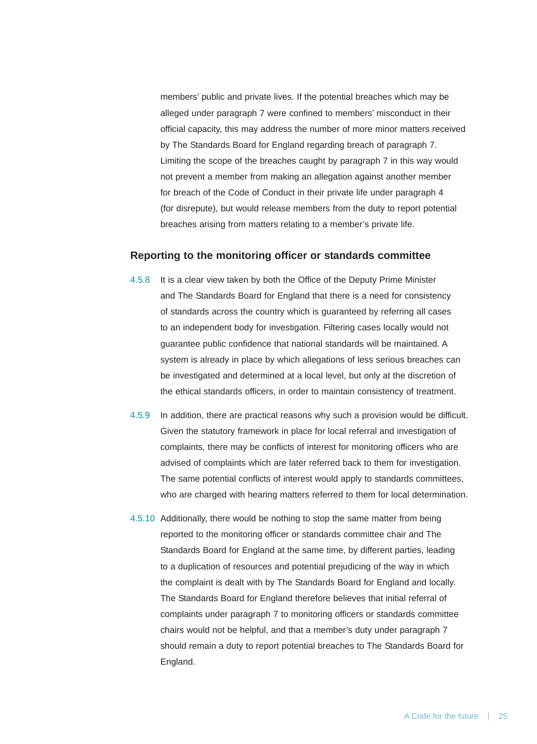members' public and private lives. If the potential breaches which may be alleged under paragraph 7 were confined to members' misconduct in their official capacity, this may address the number of more minor matters received by The Standards Board for England regarding breach of paragraph 7. Limiting the scope of the breaches caught by paragraph 7 in this way would not prevent a member from making an allegation against another member for breach of the Code of Conduct in their private life under paragraph 4 (for disrepute), but would release members from the duty to report potential breaches arising from matters relating to a member's private life.

### Reporting to the monitoring officer or standards committee

4.5.8 It is a clear view taken by both the Office of the Deputy Prime Minister and The Standards Board for England that there is a need for consistency of standards across the country which is guaranteed by referring all cases to an independent body for investigation. Filtering cases locally would not guarantee public confidence that national standards will be maintained. A system is already in place by which allegations of less serious breaches can be investigated and determined at a local level, but only at the discretion of the ethical standards officers, in order to maintain consistency of treatment.

4.5.9 In addition, there are practical reasons why such a provision would be difficult. Given the statutory framework in place for local referral and investigation of complaints, there may be conflicts of interest for monitoring officers who are advised of complaints which are later referred back to them for investigation. The same potential conflicts of interest would apply to standards committees, who are charged with hearing matters referred to them for local determination.

4.5.10 Additionally, there would be nothing to stop the same matter from being reported to the monitoring officer or standards committee chair and The Standards Board for England at the same time, by different parties, leading to a duplication of resources and potential prejudicing of the way in which the complaint is dealt with by The Standards Board for England and locally. The Standards Board for England therefore believes that initial referral of complaints under paragraph 7 to monitoring officers or standards committee chairs would not be helpful, and that a member's duty under paragraph 7 should remain a duty to report potential breaches to The Standards Board for England.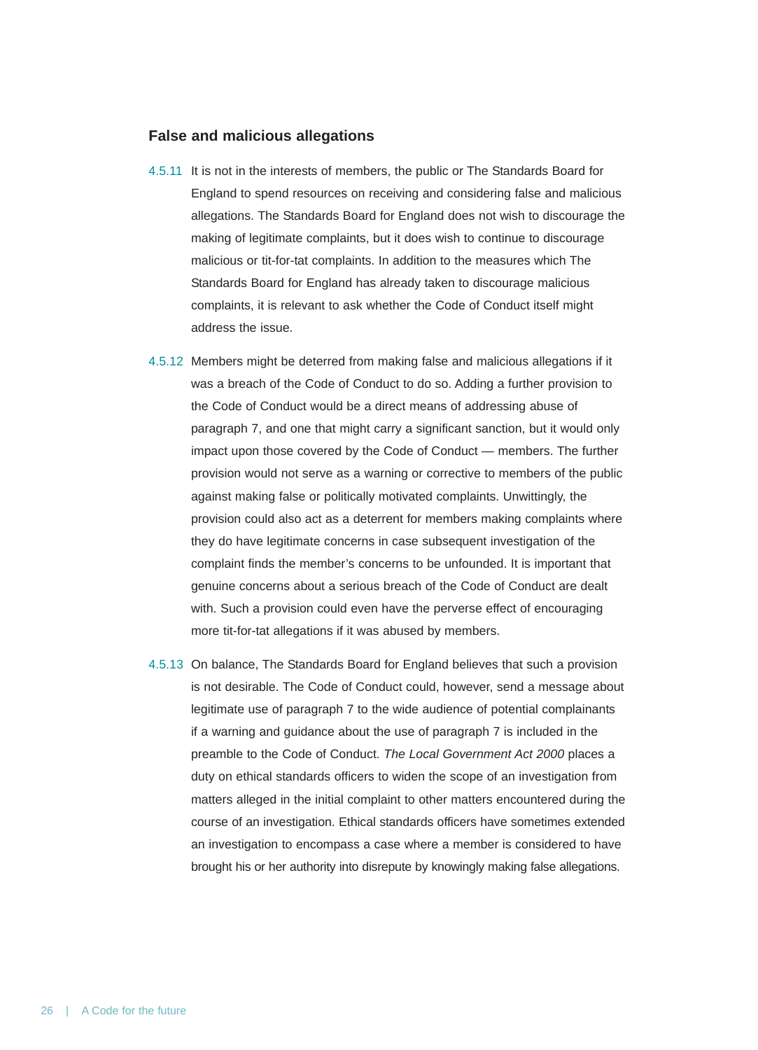### False and malicious allegations

4.5.11 It is not in the interests of members, the public or The Standards Board for England to spend resources on receiving and considering false and malicious allegations. The Standards Board for England does not wish to discourage the making of legitimate complaints, but it does wish to continue to discourage malicious or tit-for-tat complaints. In addition to the measures which The Standards Board for England has already taken to discourage malicious complaints, it is relevant to ask whether the Code of Conduct itself might address the issue.

4.5.12 Members might be deterred from making false and malicious allegations if it was a breach of the Code of Conduct to do so. Adding a further provision to the Code of Conduct would be a direct means of addressing abuse of paragraph 7, and one that might carry a significant sanction, but it would only impact upon those covered by the Code of Conduct — members. The further provision would not serve as a warning or corrective to members of the public against making false or politically motivated complaints. Unwittingly, the provision could also act as a deterrent for members making complaints where they do have legitimate concerns in case subsequent investigation of the complaint finds the member's concerns to be unfounded. It is important that genuine concerns about a serious breach of the Code of Conduct are dealt with. Such a provision could even have the perverse effect of encouraging more tit-for-tat allegations if it was abused by members.

4.5.13 On balance, The Standards Board for England believes that such a provision is not desirable. The Code of Conduct could, however, send a message about legitimate use of paragraph 7 to the wide audience of potential complainants if a warning and guidance about the use of paragraph 7 is included in the preamble to the Code of Conduct. *The Local Government Act 2000* places a duty on ethical standards officers to widen the scope of an investigation from matters alleged in the initial complaint to other matters encountered during the course of an investigation. Ethical standards officers have sometimes extended an investigation to encompass a case where a member is considered to have brought his or her authority into disrepute by knowingly making false allegations.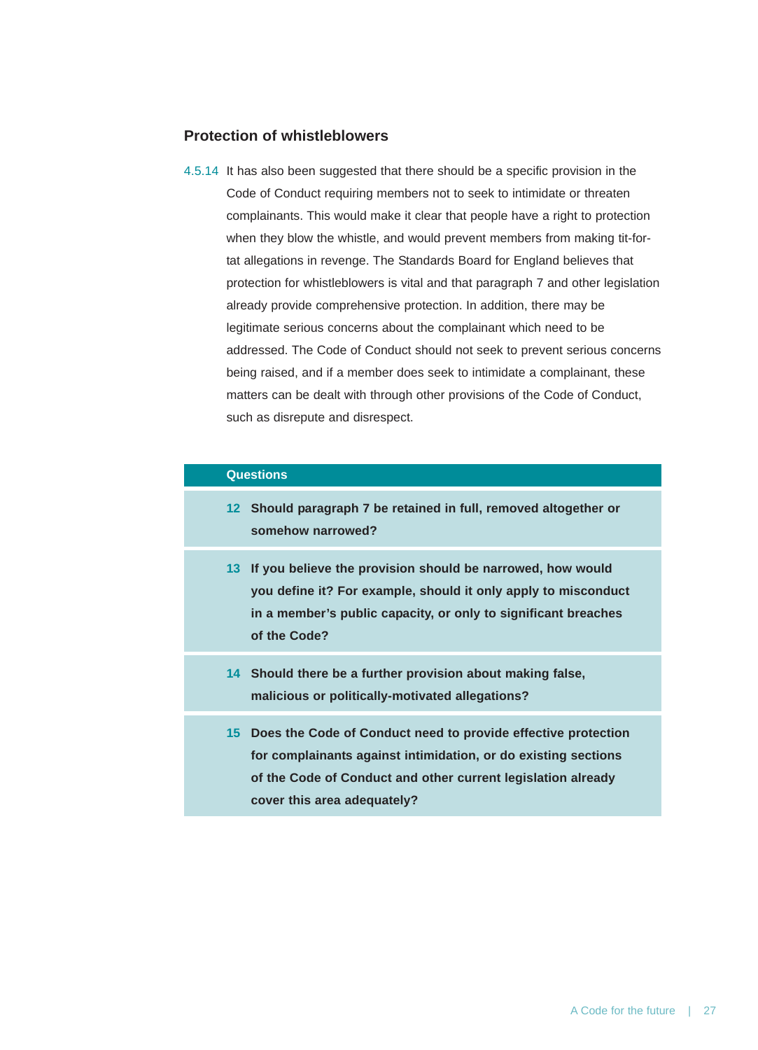### Protection of whistleblowers

4.5.14 It has also been suggested that there should be a specific provision in the Code of Conduct requiring members not to seek to intimidate or threaten complainants. This would make it clear that people have a right to protection when they blow the whistle, and would prevent members from making tit-for-tat allegations in revenge. The Standards Board for England believes that protection for whistleblowers is vital and that paragraph 7 and other legislation already provide comprehensive protection. In addition, there may be legitimate serious concerns about the complainant which need to be addressed. The Code of Conduct should not seek to prevent serious concerns being raised, and if a member does seek to intimidate a complainant, these matters can be dealt with through other provisions of the Code of Conduct, such as disrepute and disrespect.

**Questions**

**12** **Should paragraph 7 be retained in full, removed altogether or somehow narrowed?**

**13** **If you believe the provision should be narrowed, how would you define it? For example, should it only apply to misconduct in a member's public capacity, or only to significant breaches of the Code?**

**14** **Should there be a further provision about making false, malicious or politically-motivated allegations?**

**15** **Does the Code of Conduct need to provide effective protection for complainants against intimidation, or do existing sections of the Code of Conduct and other current legislation already cover this area adequately?**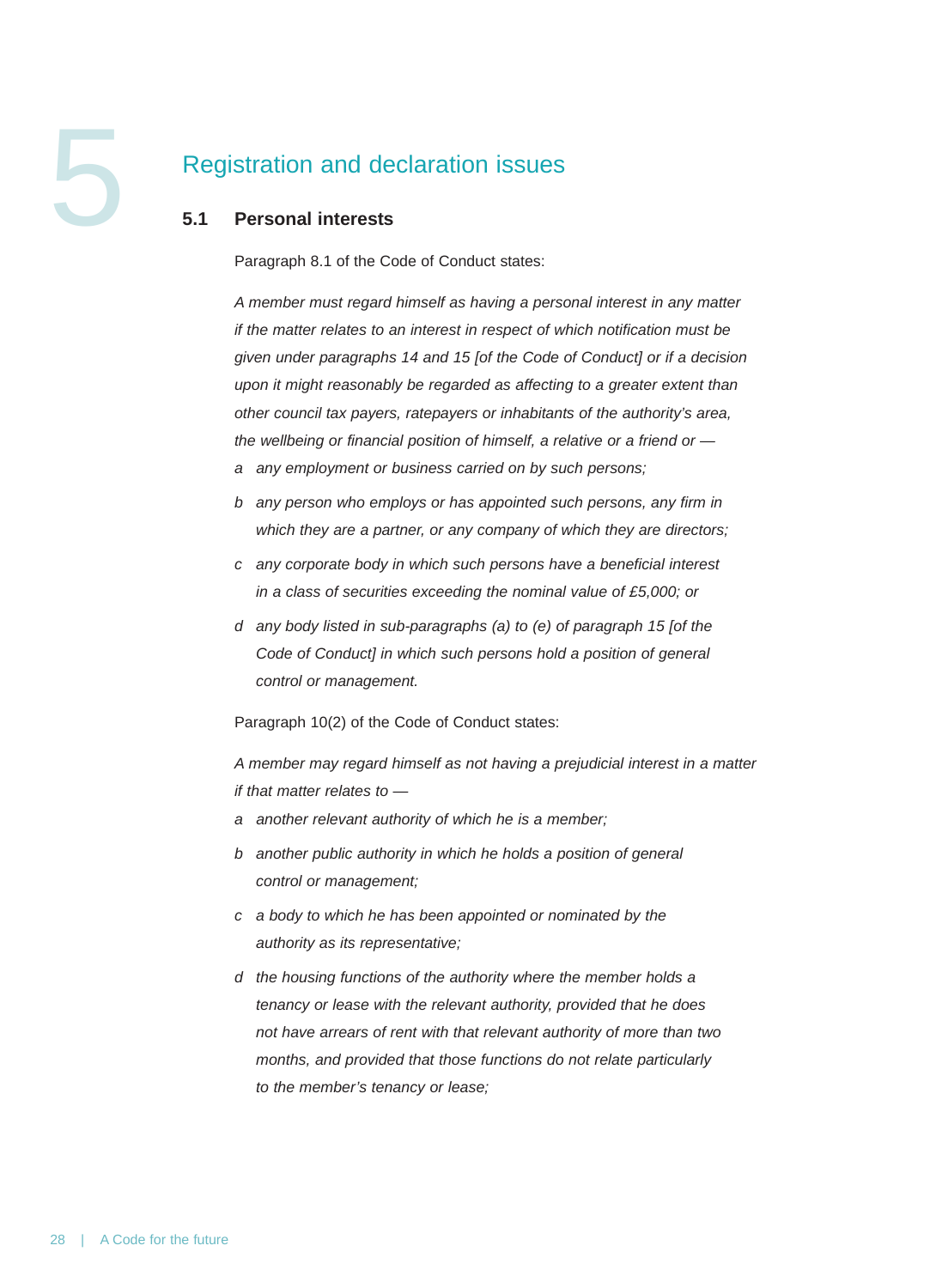# 5 Registration and declaration issues

## 5.1 Personal interests

Paragraph 8.1 of the Code of Conduct states:

*A member must regard himself as having a personal interest in any matter if the matter relates to an interest in respect of which notification must be given under paragraphs 14 and 15 [of the Code of Conduct] or if a decision upon it might reasonably be regarded as affecting to a greater extent than other council tax payers, ratepayers or inhabitants of the authority's area, the wellbeing or financial position of himself, a relative or a friend or —*

- *a* *any employment or business carried on by such persons;*
- *b* *any person who employs or has appointed such persons, any firm in which they are a partner, or any company of which they are directors;*
- *c* *any corporate body in which such persons have a beneficial interest in a class of securities exceeding the nominal value of £5,000; or*
- *d* *any body listed in sub-paragraphs (a) to (e) of paragraph 15 [of the Code of Conduct] in which such persons hold a position of general control or management.*

Paragraph 10(2) of the Code of Conduct states:

*A member may regard himself as not having a prejudicial interest in a matter if that matter relates to —*

- *a* *another relevant authority of which he is a member;*
- *b* *another public authority in which he holds a position of general control or management;*
- *c* *a body to which he has been appointed or nominated by the authority as its representative;*
- *d* *the housing functions of the authority where the member holds a tenancy or lease with the relevant authority, provided that he does not have arrears of rent with that relevant authority of more than two months, and provided that those functions do not relate particularly to the member's tenancy or lease;*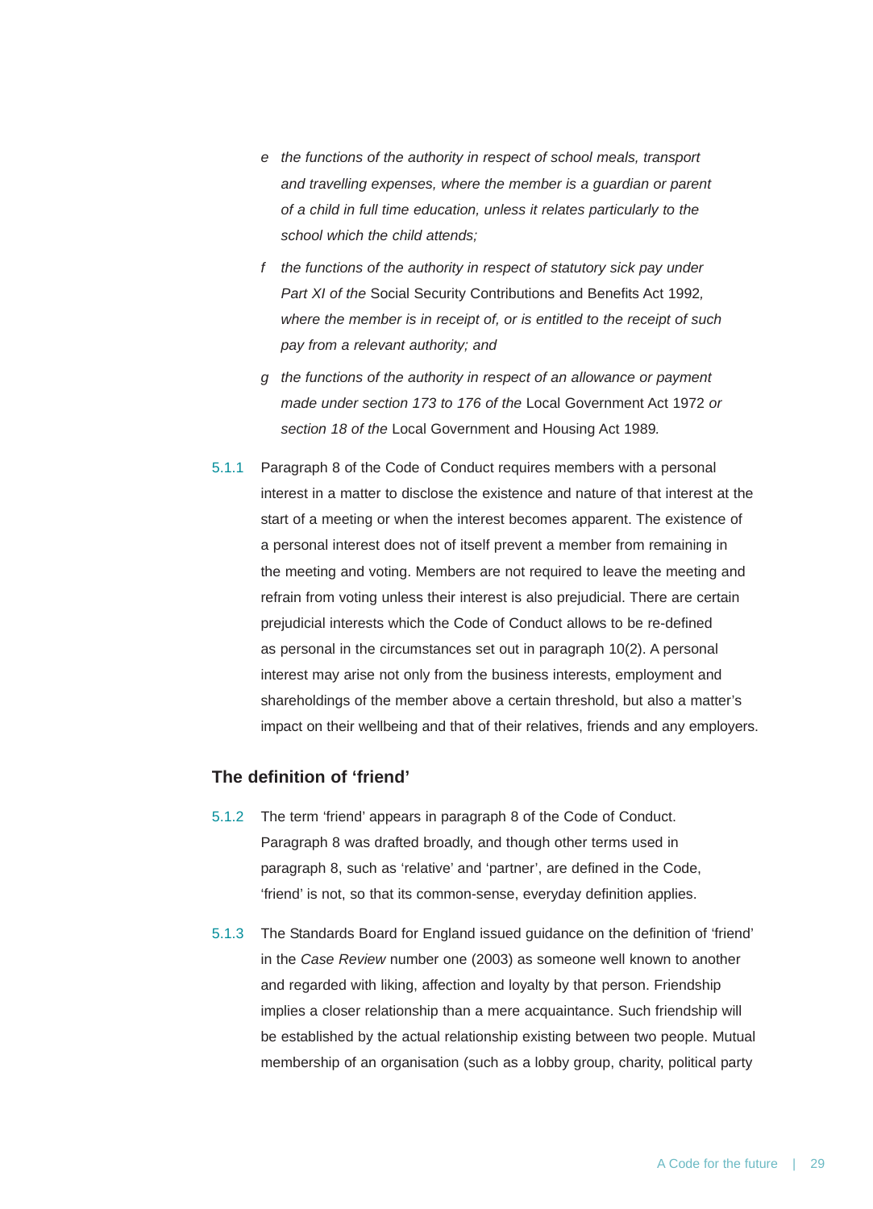- e *the functions of the authority in respect of school meals, transport and travelling expenses, where the member is a guardian or parent of a child in full time education, unless it relates particularly to the school which the child attends;*
- f *the functions of the authority in respect of statutory sick pay under Part XI of the* Social Security Contributions and Benefits Act 1992*, where the member is in receipt of, or is entitled to the receipt of such pay from a relevant authority; and*
- g *the functions of the authority in respect of an allowance or payment made under section 173 to 176 of the* Local Government Act 1972 *or section 18 of the* Local Government and Housing Act 1989*.*

5.1.1 Paragraph 8 of the Code of Conduct requires members with a personal interest in a matter to disclose the existence and nature of that interest at the start of a meeting or when the interest becomes apparent. The existence of a personal interest does not of itself prevent a member from remaining in the meeting and voting. Members are not required to leave the meeting and refrain from voting unless their interest is also prejudicial. There are certain prejudicial interests which the Code of Conduct allows to be re-defined as personal in the circumstances set out in paragraph 10(2). A personal interest may arise not only from the business interests, employment and shareholdings of the member above a certain threshold, but also a matter's impact on their wellbeing and that of their relatives, friends and any employers.

## The definition of 'friend'

5.1.2 The term 'friend' appears in paragraph 8 of the Code of Conduct. Paragraph 8 was drafted broadly, and though other terms used in paragraph 8, such as 'relative' and 'partner', are defined in the Code, 'friend' is not, so that its common-sense, everyday definition applies.

5.1.3 The Standards Board for England issued guidance on the definition of 'friend' in the *Case Review* number one (2003) as someone well known to another and regarded with liking, affection and loyalty by that person. Friendship implies a closer relationship than a mere acquaintance. Such friendship will be established by the actual relationship existing between two people. Mutual membership of an organisation (such as a lobby group, charity, political party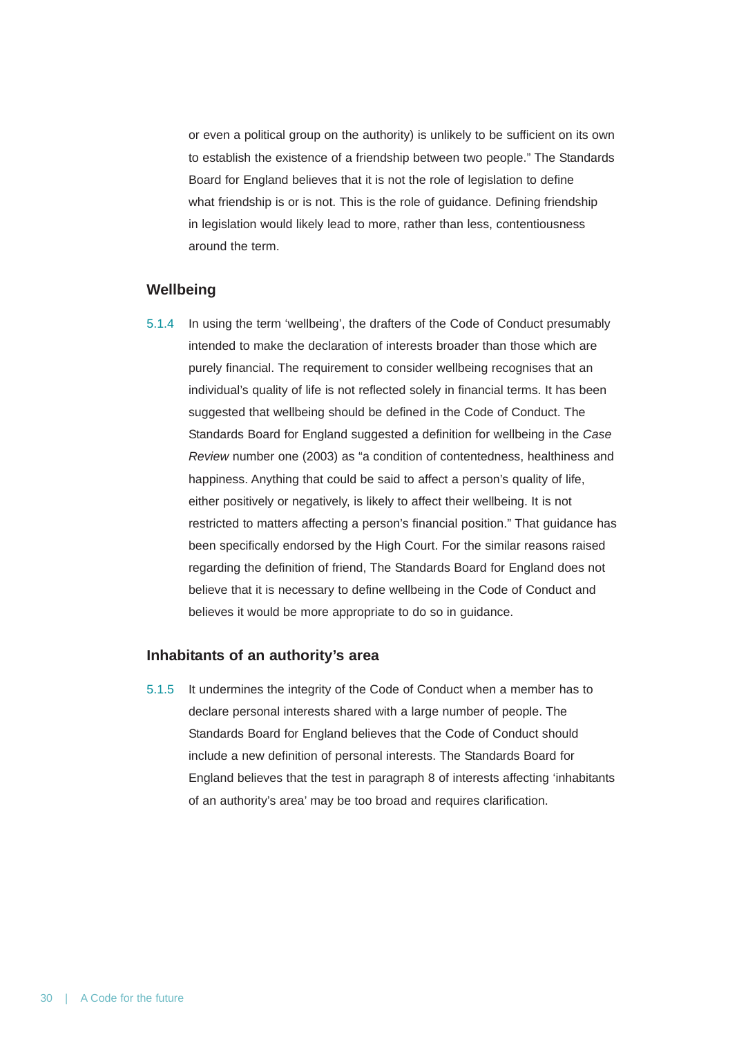or even a political group on the authority) is unlikely to be sufficient on its own to establish the existence of a friendship between two people." The Standards Board for England believes that it is not the role of legislation to define what friendship is or is not. This is the role of guidance. Defining friendship in legislation would likely lead to more, rather than less, contentiousness around the term.

### Wellbeing

5.1.4 In using the term 'wellbeing', the drafters of the Code of Conduct presumably intended to make the declaration of interests broader than those which are purely financial. The requirement to consider wellbeing recognises that an individual's quality of life is not reflected solely in financial terms. It has been suggested that wellbeing should be defined in the Code of Conduct. The Standards Board for England suggested a definition for wellbeing in the *Case Review* number one (2003) as "a condition of contentedness, healthiness and happiness. Anything that could be said to affect a person's quality of life, either positively or negatively, is likely to affect their wellbeing. It is not restricted to matters affecting a person's financial position." That guidance has been specifically endorsed by the High Court. For the similar reasons raised regarding the definition of friend, The Standards Board for England does not believe that it is necessary to define wellbeing in the Code of Conduct and believes it would be more appropriate to do so in guidance.

### Inhabitants of an authority's area

5.1.5 It undermines the integrity of the Code of Conduct when a member has to declare personal interests shared with a large number of people. The Standards Board for England believes that the Code of Conduct should include a new definition of personal interests. The Standards Board for England believes that the test in paragraph 8 of interests affecting 'inhabitants of an authority's area' may be too broad and requires clarification.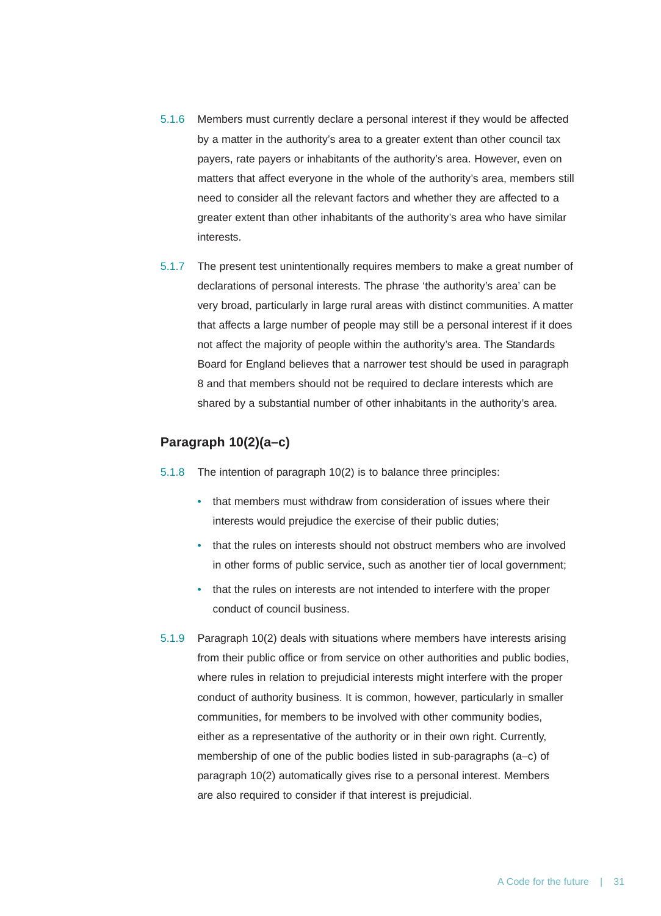5.1.6 Members must currently declare a personal interest if they would be affected by a matter in the authority's area to a greater extent than other council tax payers, rate payers or inhabitants of the authority's area. However, even on matters that affect everyone in the whole of the authority's area, members still need to consider all the relevant factors and whether they are affected to a greater extent than other inhabitants of the authority's area who have similar interests.

5.1.7 The present test unintentionally requires members to make a great number of declarations of personal interests. The phrase 'the authority's area' can be very broad, particularly in large rural areas with distinct communities. A matter that affects a large number of people may still be a personal interest if it does not affect the majority of people within the authority's area. The Standards Board for England believes that a narrower test should be used in paragraph 8 and that members should not be required to declare interests which are shared by a substantial number of other inhabitants in the authority's area.

### Paragraph 10(2)(a–c)

5.1.8 The intention of paragraph 10(2) is to balance three principles:

- that members must withdraw from consideration of issues where their interests would prejudice the exercise of their public duties;
- that the rules on interests should not obstruct members who are involved in other forms of public service, such as another tier of local government;
- that the rules on interests are not intended to interfere with the proper conduct of council business.

5.1.9 Paragraph 10(2) deals with situations where members have interests arising from their public office or from service on other authorities and public bodies, where rules in relation to prejudicial interests might interfere with the proper conduct of authority business. It is common, however, particularly in smaller communities, for members to be involved with other community bodies, either as a representative of the authority or in their own right. Currently, membership of one of the public bodies listed in sub-paragraphs (a–c) of paragraph 10(2) automatically gives rise to a personal interest. Members are also required to consider if that interest is prejudicial.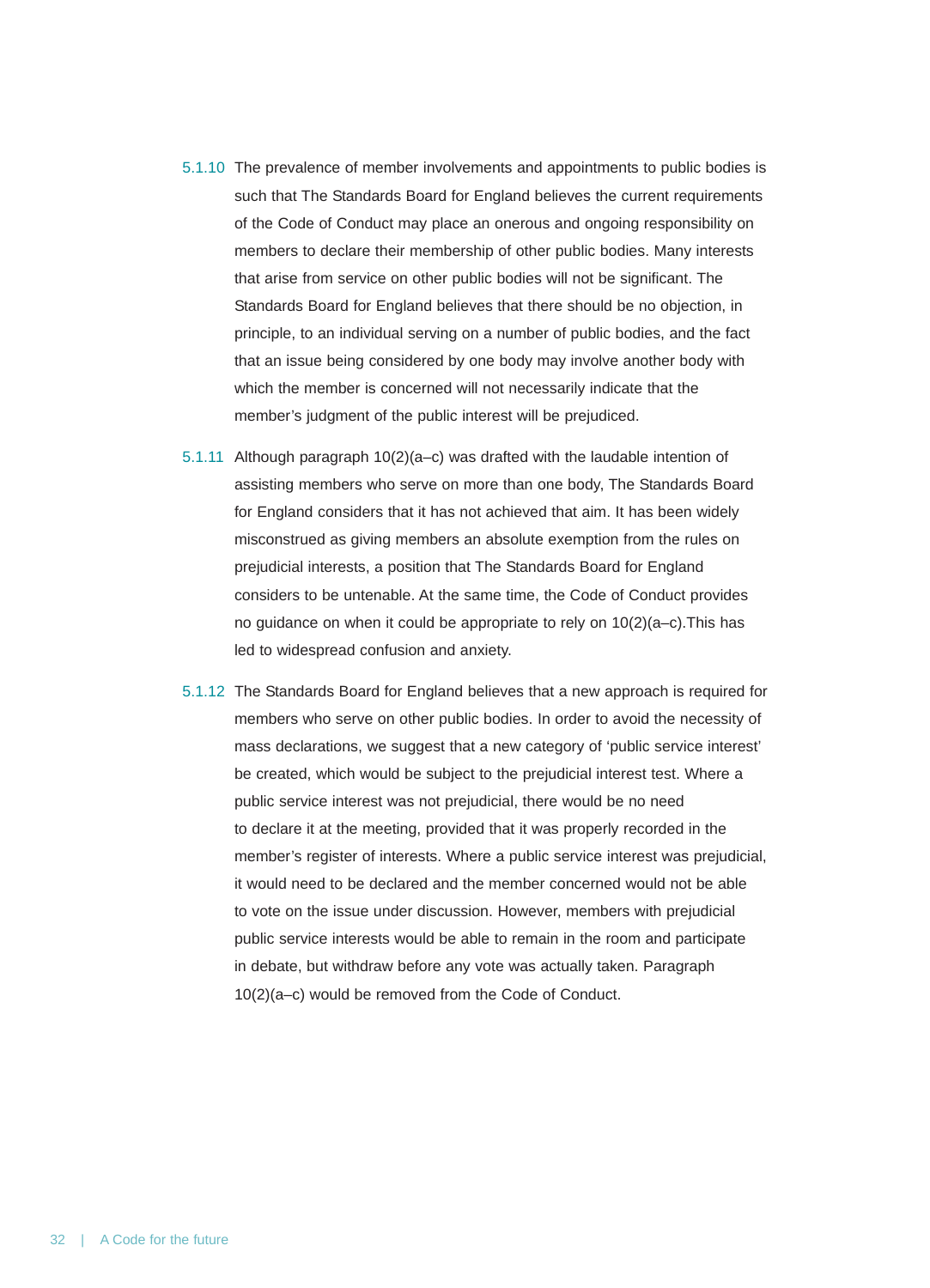5.1.10 The prevalence of member involvements and appointments to public bodies is such that The Standards Board for England believes the current requirements of the Code of Conduct may place an onerous and ongoing responsibility on members to declare their membership of other public bodies. Many interests that arise from service on other public bodies will not be significant. The Standards Board for England believes that there should be no objection, in principle, to an individual serving on a number of public bodies, and the fact that an issue being considered by one body may involve another body with which the member is concerned will not necessarily indicate that the member's judgment of the public interest will be prejudiced.

5.1.11 Although paragraph 10(2)(a–c) was drafted with the laudable intention of assisting members who serve on more than one body, The Standards Board for England considers that it has not achieved that aim. It has been widely misconstrued as giving members an absolute exemption from the rules on prejudicial interests, a position that The Standards Board for England considers to be untenable. At the same time, the Code of Conduct provides no guidance on when it could be appropriate to rely on 10(2)(a–c).This has led to widespread confusion and anxiety.

5.1.12 The Standards Board for England believes that a new approach is required for members who serve on other public bodies. In order to avoid the necessity of mass declarations, we suggest that a new category of 'public service interest' be created, which would be subject to the prejudicial interest test. Where a public service interest was not prejudicial, there would be no need to declare it at the meeting, provided that it was properly recorded in the member's register of interests. Where a public service interest was prejudicial, it would need to be declared and the member concerned would not be able to vote on the issue under discussion. However, members with prejudicial public service interests would be able to remain in the room and participate in debate, but withdraw before any vote was actually taken. Paragraph 10(2)(a–c) would be removed from the Code of Conduct.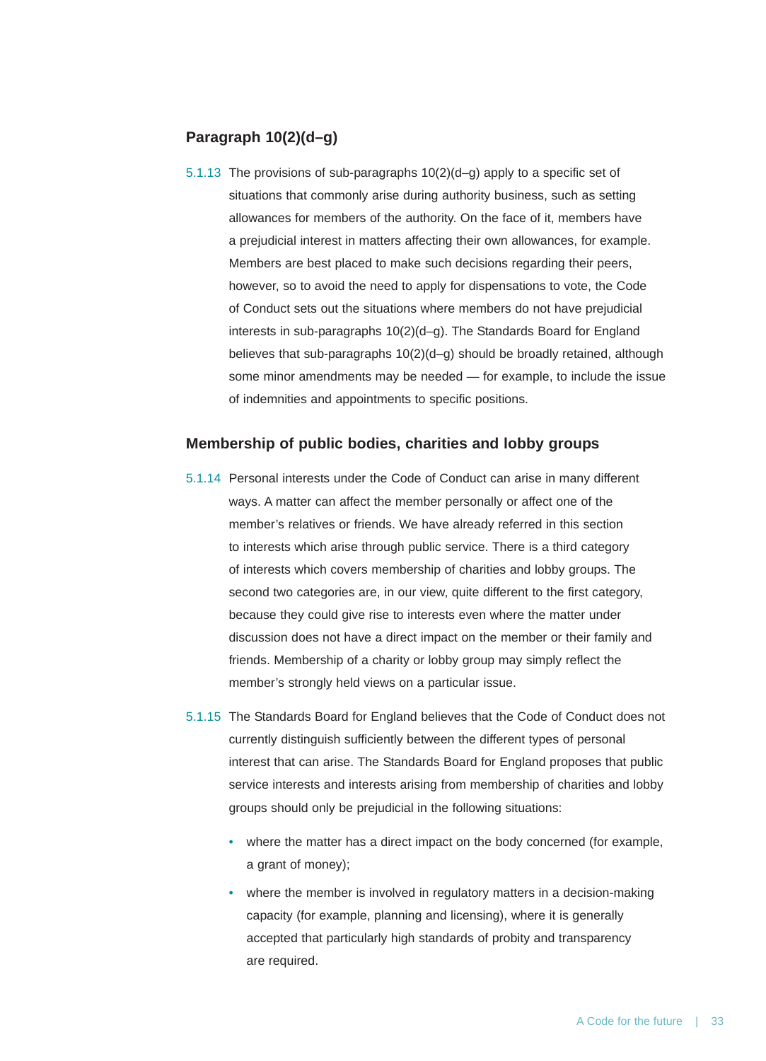### Paragraph 10(2)(d–g)

5.1.13 The provisions of sub-paragraphs 10(2)(d–g) apply to a specific set of situations that commonly arise during authority business, such as setting allowances for members of the authority. On the face of it, members have a prejudicial interest in matters affecting their own allowances, for example. Members are best placed to make such decisions regarding their peers, however, so to avoid the need to apply for dispensations to vote, the Code of Conduct sets out the situations where members do not have prejudicial interests in sub-paragraphs 10(2)(d–g). The Standards Board for England believes that sub-paragraphs 10(2)(d–g) should be broadly retained, although some minor amendments may be needed — for example, to include the issue of indemnities and appointments to specific positions.

### Membership of public bodies, charities and lobby groups

5.1.14 Personal interests under the Code of Conduct can arise in many different ways. A matter can affect the member personally or affect one of the member's relatives or friends. We have already referred in this section to interests which arise through public service. There is a third category of interests which covers membership of charities and lobby groups. The second two categories are, in our view, quite different to the first category, because they could give rise to interests even where the matter under discussion does not have a direct impact on the member or their family and friends. Membership of a charity or lobby group may simply reflect the member's strongly held views on a particular issue.

5.1.15 The Standards Board for England believes that the Code of Conduct does not currently distinguish sufficiently between the different types of personal interest that can arise. The Standards Board for England proposes that public service interests and interests arising from membership of charities and lobby groups should only be prejudicial in the following situations:

- where the matter has a direct impact on the body concerned (for example, a grant of money);
- where the member is involved in regulatory matters in a decision-making capacity (for example, planning and licensing), where it is generally accepted that particularly high standards of probity and transparency are required.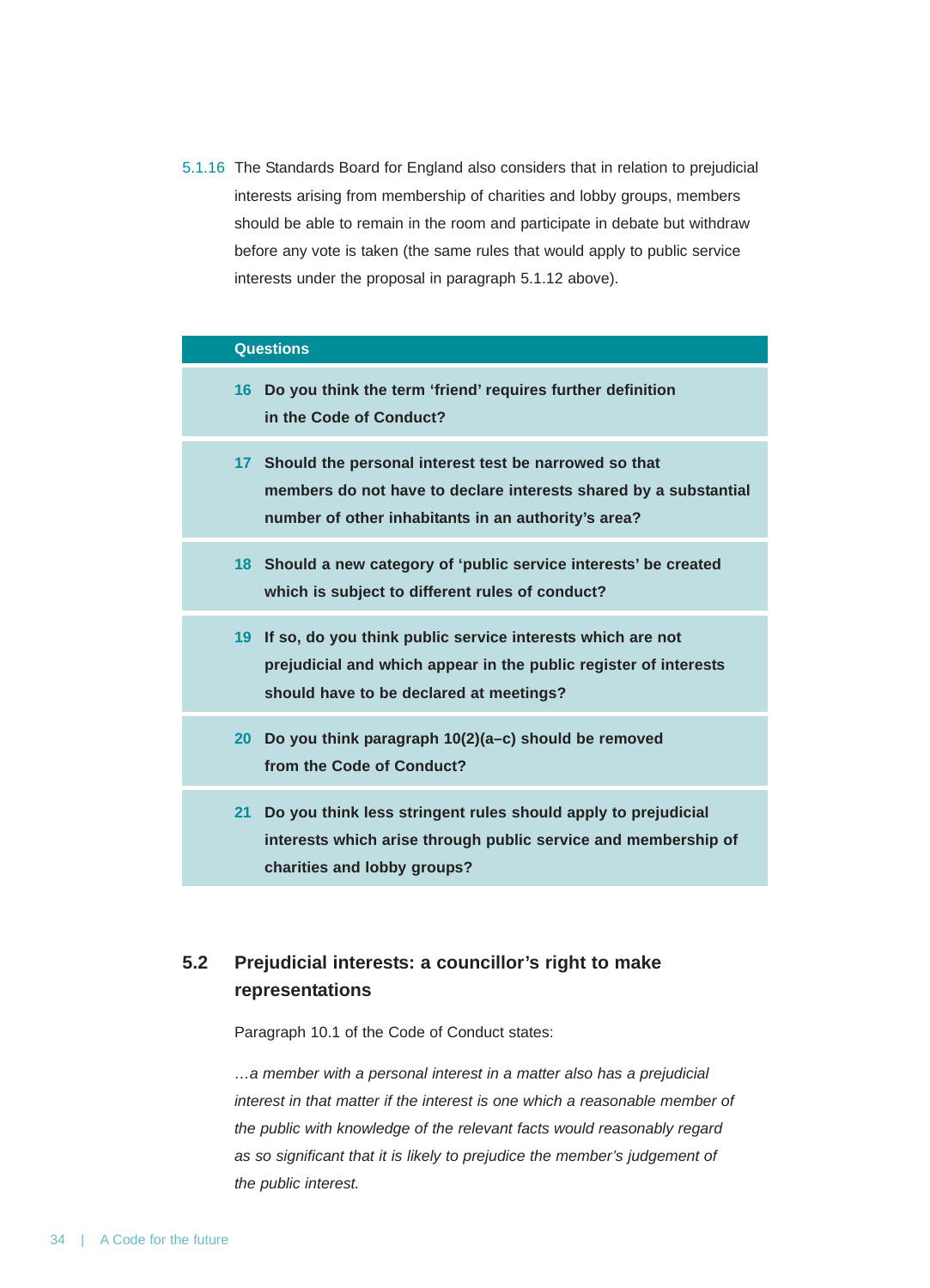5.1.16 The Standards Board for England also considers that in relation to prejudicial interests arising from membership of charities and lobby groups, members should be able to remain in the room and participate in debate but withdraw before any vote is taken (the same rules that would apply to public service interests under the proposal in paragraph 5.1.12 above).

**Questions**

**16** **Do you think the term 'friend' requires further definition in the Code of Conduct?**

**17** **Should the personal interest test be narrowed so that members do not have to declare interests shared by a substantial number of other inhabitants in an authority's area?**

**18** **Should a new category of 'public service interests' be created which is subject to different rules of conduct?**

**19** **If so, do you think public service interests which are not prejudicial and which appear in the public register of interests should have to be declared at meetings?**

**20** **Do you think paragraph 10(2)(a–c) should be removed from the Code of Conduct?**

**21** **Do you think less stringent rules should apply to prejudicial interests which arise through public service and membership of charities and lobby groups?**

## 5.2 Prejudicial interests: a councillor's right to make representations

Paragraph 10.1 of the Code of Conduct states:

*…a member with a personal interest in a matter also has a prejudicial interest in that matter if the interest is one which a reasonable member of the public with knowledge of the relevant facts would reasonably regard as so significant that it is likely to prejudice the member's judgement of the public interest.*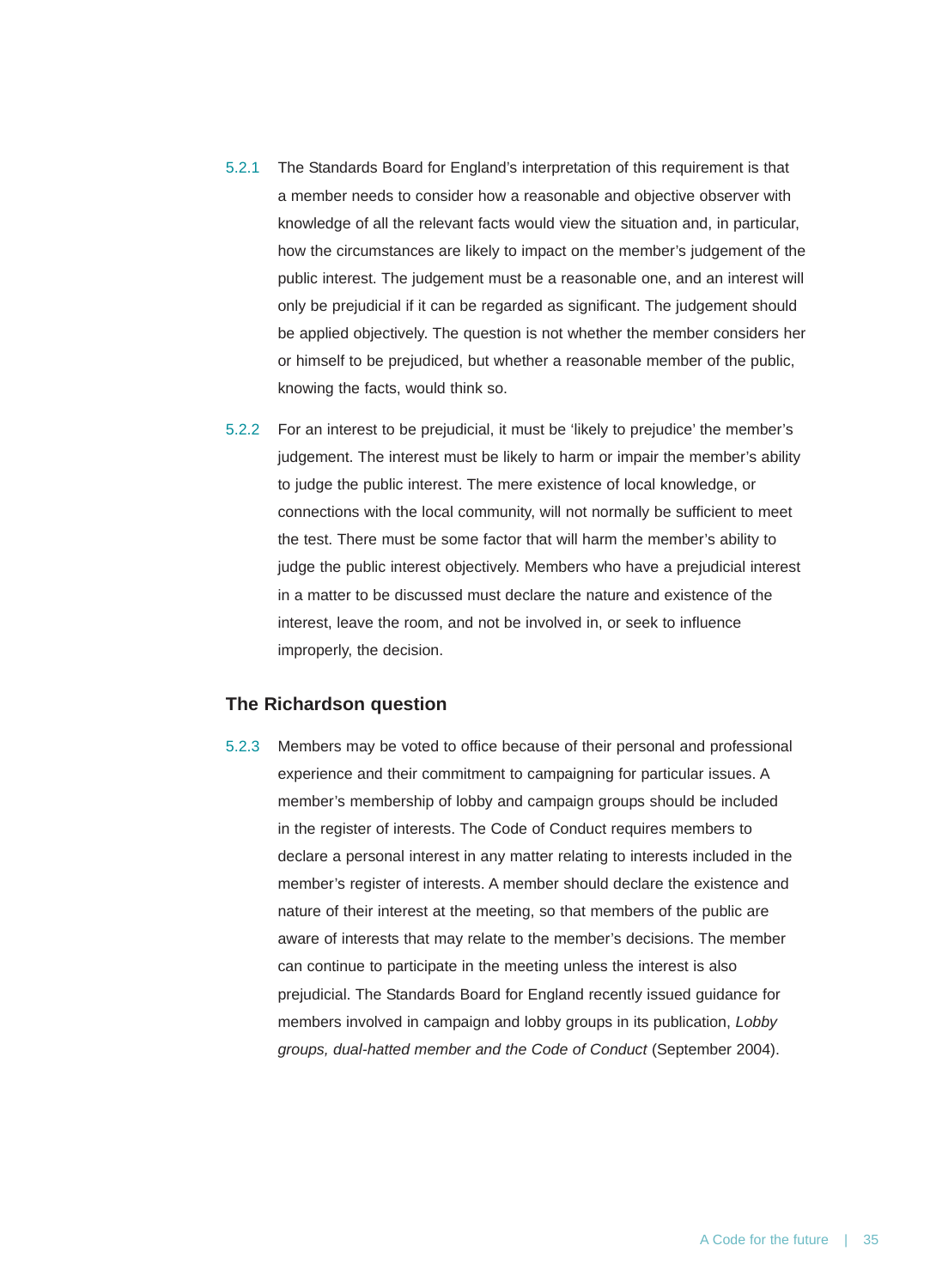5.2.1 The Standards Board for England's interpretation of this requirement is that a member needs to consider how a reasonable and objective observer with knowledge of all the relevant facts would view the situation and, in particular, how the circumstances are likely to impact on the member's judgement of the public interest. The judgement must be a reasonable one, and an interest will only be prejudicial if it can be regarded as significant. The judgement should be applied objectively. The question is not whether the member considers her or himself to be prejudiced, but whether a reasonable member of the public, knowing the facts, would think so.

5.2.2 For an interest to be prejudicial, it must be 'likely to prejudice' the member's judgement. The interest must be likely to harm or impair the member's ability to judge the public interest. The mere existence of local knowledge, or connections with the local community, will not normally be sufficient to meet the test. There must be some factor that will harm the member's ability to judge the public interest objectively. Members who have a prejudicial interest in a matter to be discussed must declare the nature and existence of the interest, leave the room, and not be involved in, or seek to influence improperly, the decision.

### The Richardson question

5.2.3 Members may be voted to office because of their personal and professional experience and their commitment to campaigning for particular issues. A member's membership of lobby and campaign groups should be included in the register of interests. The Code of Conduct requires members to declare a personal interest in any matter relating to interests included in the member's register of interests. A member should declare the existence and nature of their interest at the meeting, so that members of the public are aware of interests that may relate to the member's decisions. The member can continue to participate in the meeting unless the interest is also prejudicial. The Standards Board for England recently issued guidance for members involved in campaign and lobby groups in its publication, *Lobby groups, dual-hatted member and the Code of Conduct* (September 2004).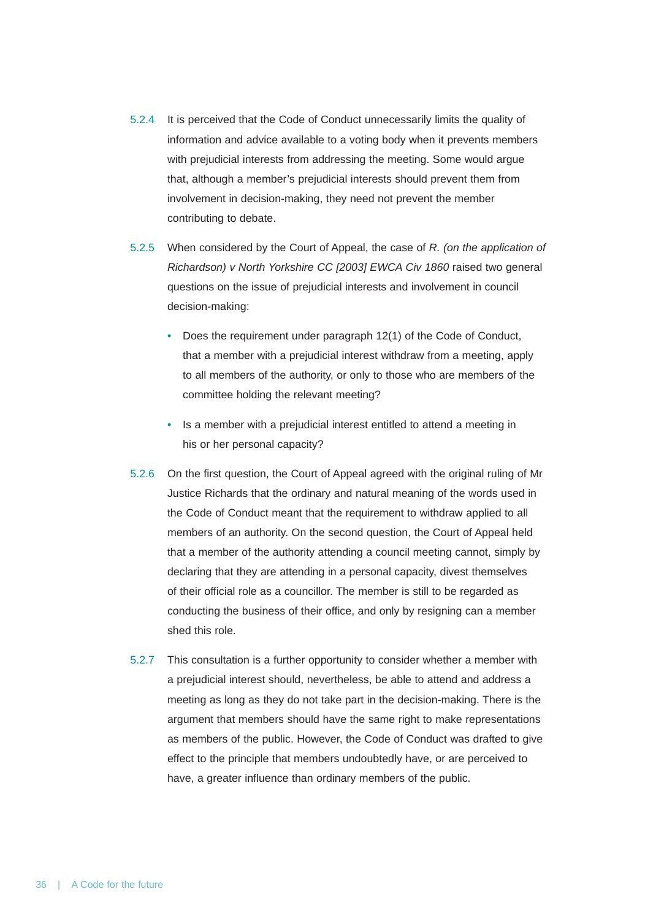5.2.4 It is perceived that the Code of Conduct unnecessarily limits the quality of information and advice available to a voting body when it prevents members with prejudicial interests from addressing the meeting. Some would argue that, although a member's prejudicial interests should prevent them from involvement in decision-making, they need not prevent the member contributing to debate.

5.2.5 When considered by the Court of Appeal, the case of *R. (on the application of Richardson) v North Yorkshire CC [2003] EWCA Civ 1860* raised two general questions on the issue of prejudicial interests and involvement in council decision-making:

- Does the requirement under paragraph 12(1) of the Code of Conduct, that a member with a prejudicial interest withdraw from a meeting, apply to all members of the authority, or only to those who are members of the committee holding the relevant meeting?
- Is a member with a prejudicial interest entitled to attend a meeting in his or her personal capacity?

5.2.6 On the first question, the Court of Appeal agreed with the original ruling of Mr Justice Richards that the ordinary and natural meaning of the words used in the Code of Conduct meant that the requirement to withdraw applied to all members of an authority. On the second question, the Court of Appeal held that a member of the authority attending a council meeting cannot, simply by declaring that they are attending in a personal capacity, divest themselves of their official role as a councillor. The member is still to be regarded as conducting the business of their office, and only by resigning can a member shed this role.

5.2.7 This consultation is a further opportunity to consider whether a member with a prejudicial interest should, nevertheless, be able to attend and address a meeting as long as they do not take part in the decision-making. There is the argument that members should have the same right to make representations as members of the public. However, the Code of Conduct was drafted to give effect to the principle that members undoubtedly have, or are perceived to have, a greater influence than ordinary members of the public.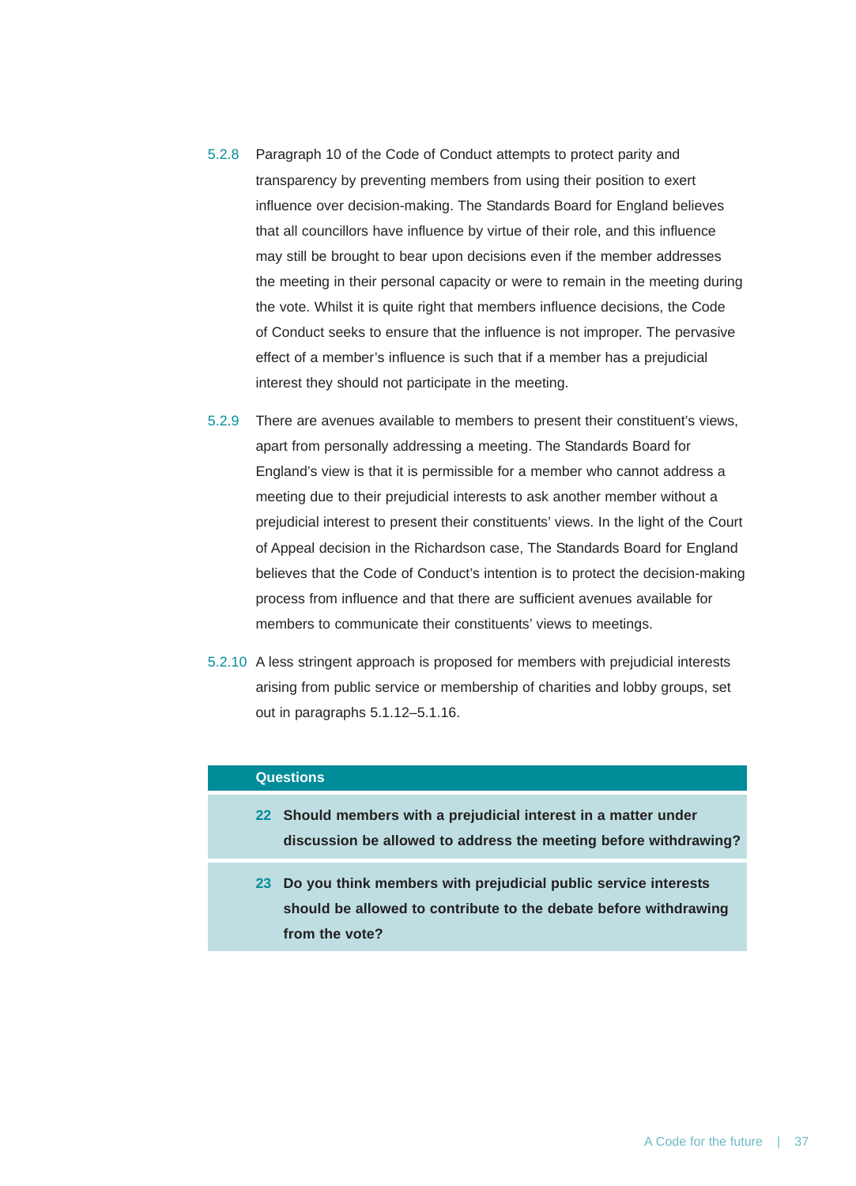5.2.8 Paragraph 10 of the Code of Conduct attempts to protect parity and transparency by preventing members from using their position to exert influence over decision-making. The Standards Board for England believes that all councillors have influence by virtue of their role, and this influence may still be brought to bear upon decisions even if the member addresses the meeting in their personal capacity or were to remain in the meeting during the vote. Whilst it is quite right that members influence decisions, the Code of Conduct seeks to ensure that the influence is not improper. The pervasive effect of a member's influence is such that if a member has a prejudicial interest they should not participate in the meeting.

5.2.9 There are avenues available to members to present their constituent's views, apart from personally addressing a meeting. The Standards Board for England's view is that it is permissible for a member who cannot address a meeting due to their prejudicial interests to ask another member without a prejudicial interest to present their constituents' views. In the light of the Court of Appeal decision in the Richardson case, The Standards Board for England believes that the Code of Conduct's intention is to protect the decision-making process from influence and that there are sufficient avenues available for members to communicate their constituents' views to meetings.

5.2.10 A less stringent approach is proposed for members with prejudicial interests arising from public service or membership of charities and lobby groups, set out in paragraphs 5.1.12–5.1.16.

**Questions**

**22 Should members with a prejudicial interest in a matter under discussion be allowed to address the meeting before withdrawing?**

**23 Do you think members with prejudicial public service interests should be allowed to contribute to the debate before withdrawing from the vote?**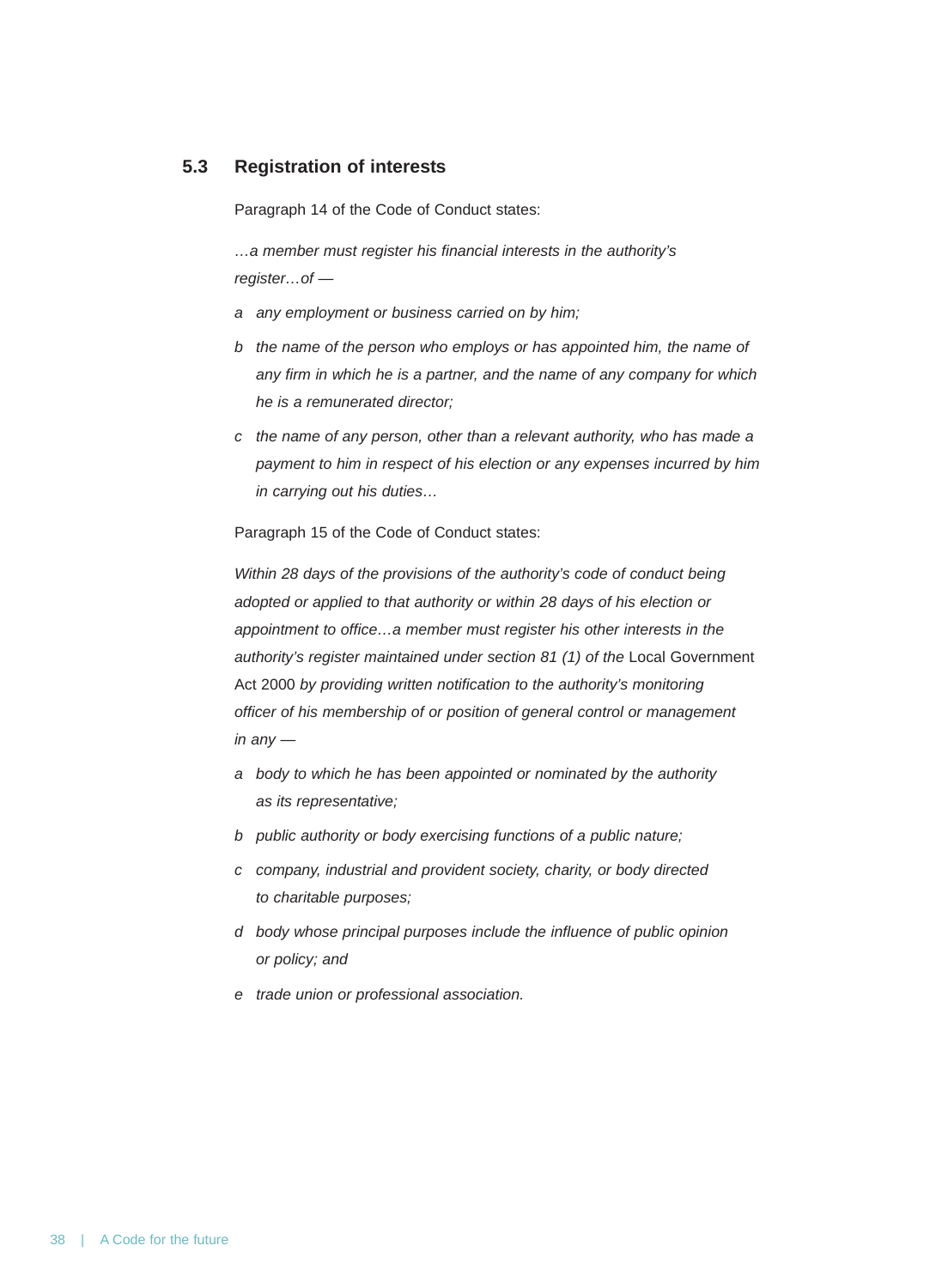## 5.3 Registration of interests

Paragraph 14 of the Code of Conduct states:

*…a member must register his financial interests in the authority's register…of —*

- *a any employment or business carried on by him;*
- *b the name of the person who employs or has appointed him, the name of any firm in which he is a partner, and the name of any company for which he is a remunerated director;*
- *c the name of any person, other than a relevant authority, who has made a payment to him in respect of his election or any expenses incurred by him in carrying out his duties…*

Paragraph 15 of the Code of Conduct states:

*Within 28 days of the provisions of the authority's code of conduct being adopted or applied to that authority or within 28 days of his election or appointment to office…a member must register his other interests in the authority's register maintained under section 81 (1) of the* Local Government Act 2000 *by providing written notification to the authority's monitoring officer of his membership of or position of general control or management in any —*

- *a body to which he has been appointed or nominated by the authority as its representative;*
- *b public authority or body exercising functions of a public nature;*
- *c company, industrial and provident society, charity, or body directed to charitable purposes;*
- *d body whose principal purposes include the influence of public opinion or policy; and*
- *e trade union or professional association.*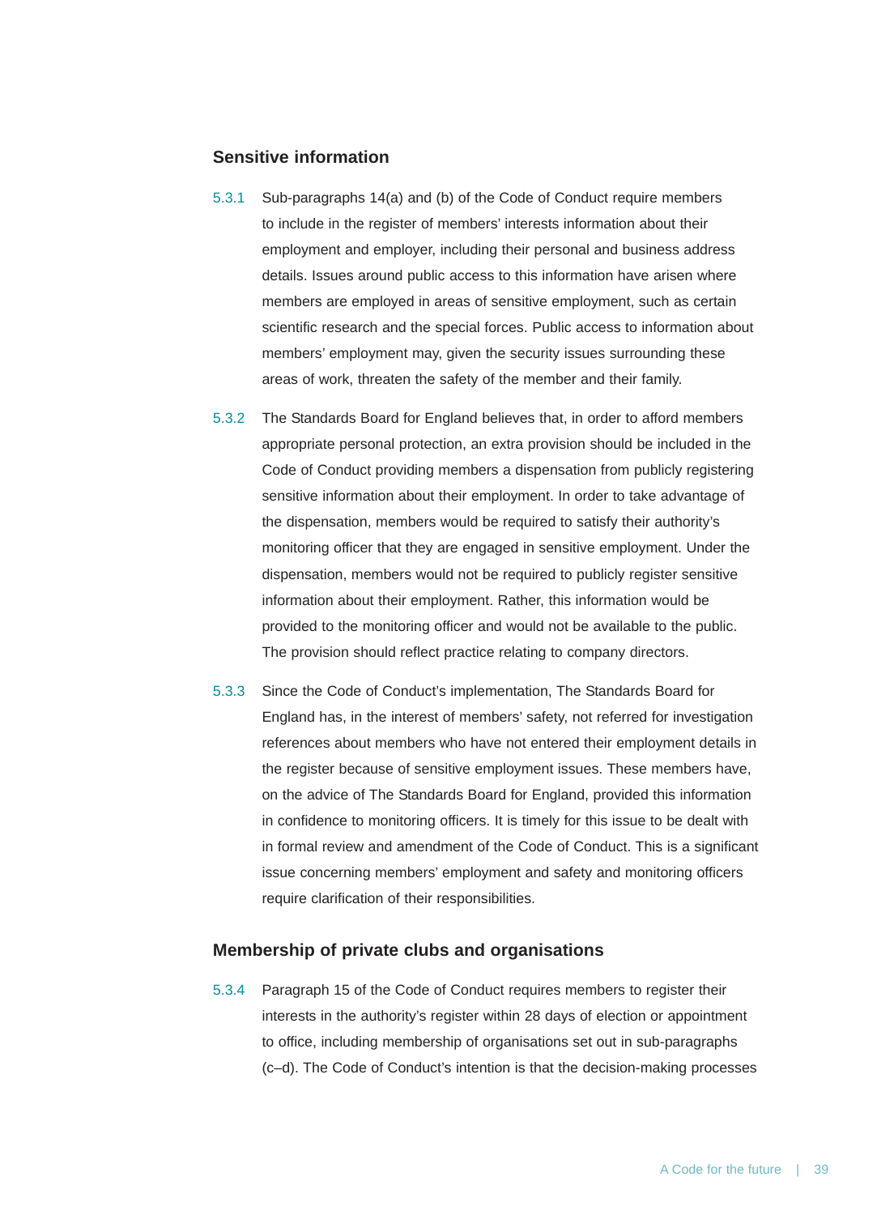### Sensitive information

5.3.1 Sub-paragraphs 14(a) and (b) of the Code of Conduct require members to include in the register of members' interests information about their employment and employer, including their personal and business address details. Issues around public access to this information have arisen where members are employed in areas of sensitive employment, such as certain scientific research and the special forces. Public access to information about members' employment may, given the security issues surrounding these areas of work, threaten the safety of the member and their family.

5.3.2 The Standards Board for England believes that, in order to afford members appropriate personal protection, an extra provision should be included in the Code of Conduct providing members a dispensation from publicly registering sensitive information about their employment. In order to take advantage of the dispensation, members would be required to satisfy their authority's monitoring officer that they are engaged in sensitive employment. Under the dispensation, members would not be required to publicly register sensitive information about their employment. Rather, this information would be provided to the monitoring officer and would not be available to the public. The provision should reflect practice relating to company directors.

5.3.3 Since the Code of Conduct's implementation, The Standards Board for England has, in the interest of members' safety, not referred for investigation references about members who have not entered their employment details in the register because of sensitive employment issues. These members have, on the advice of The Standards Board for England, provided this information in confidence to monitoring officers. It is timely for this issue to be dealt with in formal review and amendment of the Code of Conduct. This is a significant issue concerning members' employment and safety and monitoring officers require clarification of their responsibilities.

### Membership of private clubs and organisations

5.3.4 Paragraph 15 of the Code of Conduct requires members to register their interests in the authority's register within 28 days of election or appointment to office, including membership of organisations set out in sub-paragraphs (c–d). The Code of Conduct's intention is that the decision-making processes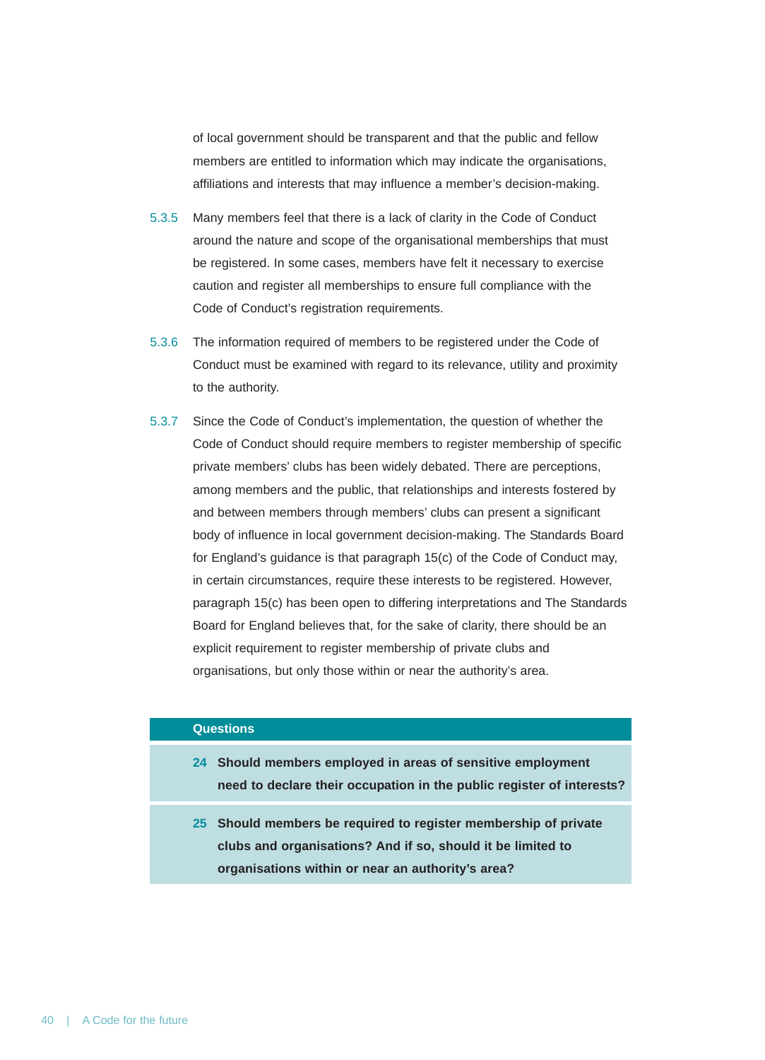of local government should be transparent and that the public and fellow members are entitled to information which may indicate the organisations, affiliations and interests that may influence a member's decision-making.

5.3.5 Many members feel that there is a lack of clarity in the Code of Conduct around the nature and scope of the organisational memberships that must be registered. In some cases, members have felt it necessary to exercise caution and register all memberships to ensure full compliance with the Code of Conduct's registration requirements.

5.3.6 The information required of members to be registered under the Code of Conduct must be examined with regard to its relevance, utility and proximity to the authority.

5.3.7 Since the Code of Conduct's implementation, the question of whether the Code of Conduct should require members to register membership of specific private members' clubs has been widely debated. There are perceptions, among members and the public, that relationships and interests fostered by and between members through members' clubs can present a significant body of influence in local government decision-making. The Standards Board for England's guidance is that paragraph 15(c) of the Code of Conduct may, in certain circumstances, require these interests to be registered. However, paragraph 15(c) has been open to differing interpretations and The Standards Board for England believes that, for the sake of clarity, there should be an explicit requirement to register membership of private clubs and organisations, but only those within or near the authority's area.

**Questions**

**24 Should members employed in areas of sensitive employment need to declare their occupation in the public register of interests?**

**25 Should members be required to register membership of private clubs and organisations? And if so, should it be limited to organisations within or near an authority's area?**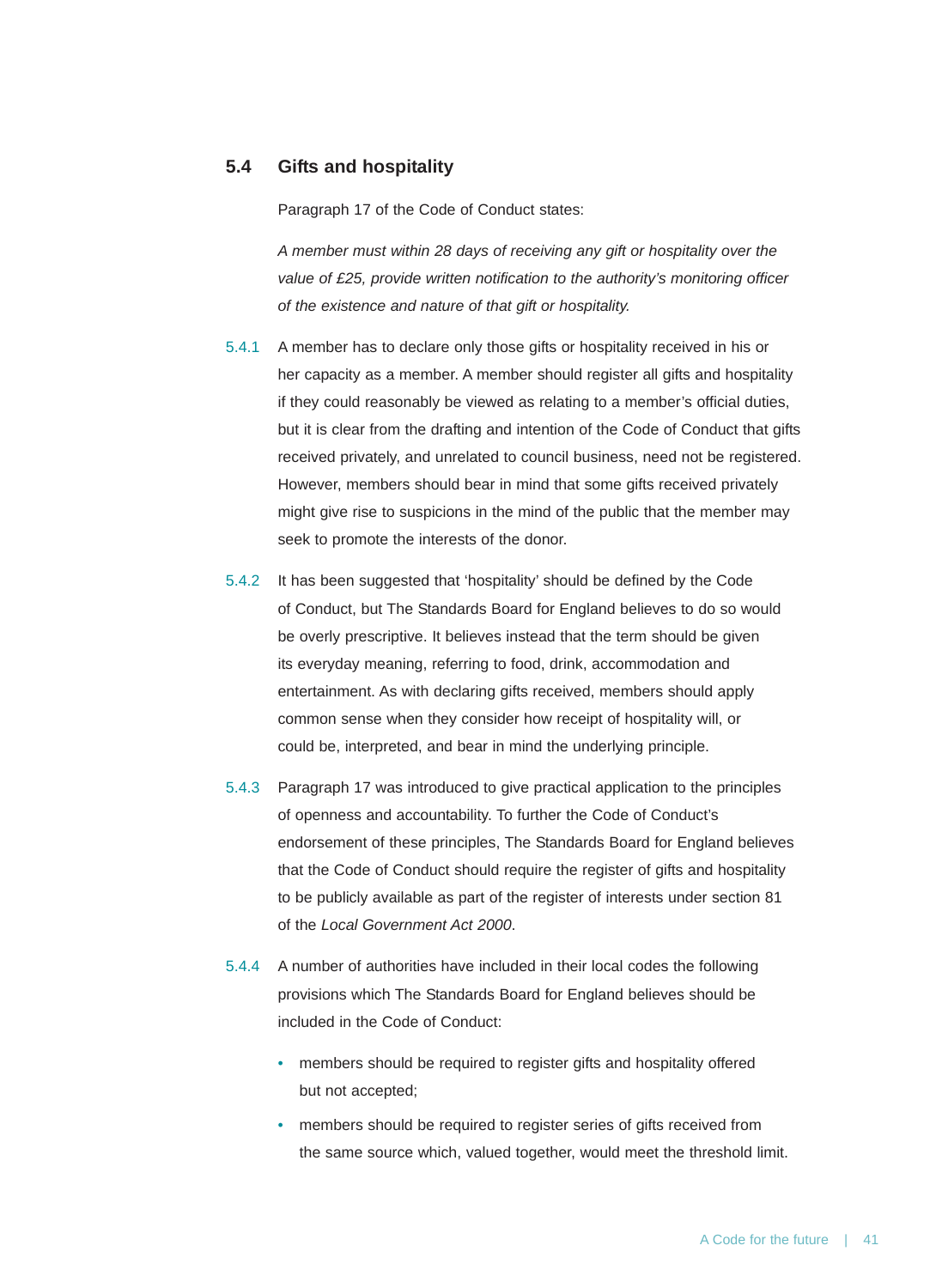## 5.4 Gifts and hospitality

Paragraph 17 of the Code of Conduct states:

*A member must within 28 days of receiving any gift or hospitality over the value of £25, provide written notification to the authority's monitoring officer of the existence and nature of that gift or hospitality.*

5.4.1 A member has to declare only those gifts or hospitality received in his or her capacity as a member. A member should register all gifts and hospitality if they could reasonably be viewed as relating to a member's official duties, but it is clear from the drafting and intention of the Code of Conduct that gifts received privately, and unrelated to council business, need not be registered. However, members should bear in mind that some gifts received privately might give rise to suspicions in the mind of the public that the member may seek to promote the interests of the donor.

5.4.2 It has been suggested that 'hospitality' should be defined by the Code of Conduct, but The Standards Board for England believes to do so would be overly prescriptive. It believes instead that the term should be given its everyday meaning, referring to food, drink, accommodation and entertainment. As with declaring gifts received, members should apply common sense when they consider how receipt of hospitality will, or could be, interpreted, and bear in mind the underlying principle.

5.4.3 Paragraph 17 was introduced to give practical application to the principles of openness and accountability. To further the Code of Conduct's endorsement of these principles, The Standards Board for England believes that the Code of Conduct should require the register of gifts and hospitality to be publicly available as part of the register of interests under section 81 of the *Local Government Act 2000*.

5.4.4 A number of authorities have included in their local codes the following provisions which The Standards Board for England believes should be included in the Code of Conduct:

- members should be required to register gifts and hospitality offered but not accepted;
- members should be required to register series of gifts received from the same source which, valued together, would meet the threshold limit.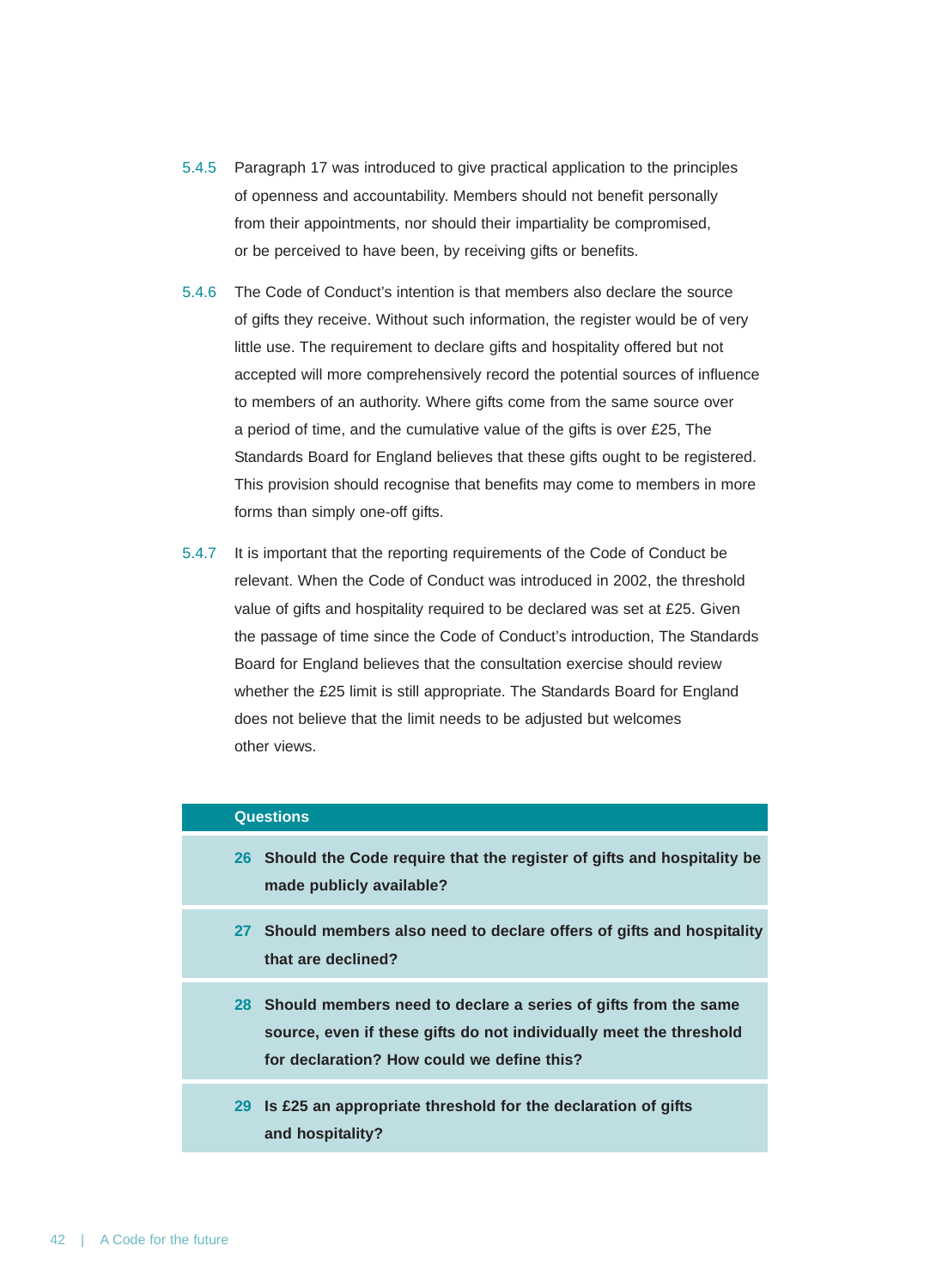5.4.5 Paragraph 17 was introduced to give practical application to the principles of openness and accountability. Members should not benefit personally from their appointments, nor should their impartiality be compromised, or be perceived to have been, by receiving gifts or benefits.

5.4.6 The Code of Conduct's intention is that members also declare the source of gifts they receive. Without such information, the register would be of very little use. The requirement to declare gifts and hospitality offered but not accepted will more comprehensively record the potential sources of influence to members of an authority. Where gifts come from the same source over a period of time, and the cumulative value of the gifts is over £25, The Standards Board for England believes that these gifts ought to be registered. This provision should recognise that benefits may come to members in more forms than simply one-off gifts.

5.4.7 It is important that the reporting requirements of the Code of Conduct be relevant. When the Code of Conduct was introduced in 2002, the threshold value of gifts and hospitality required to be declared was set at £25. Given the passage of time since the Code of Conduct's introduction, The Standards Board for England believes that the consultation exercise should review whether the £25 limit is still appropriate. The Standards Board for England does not believe that the limit needs to be adjusted but welcomes other views.

**Questions**

**26 Should the Code require that the register of gifts and hospitality be made publicly available?**

**27 Should members also need to declare offers of gifts and hospitality that are declined?**

**28 Should members need to declare a series of gifts from the same source, even if these gifts do not individually meet the threshold for declaration? How could we define this?**

**29 Is £25 an appropriate threshold for the declaration of gifts and hospitality?**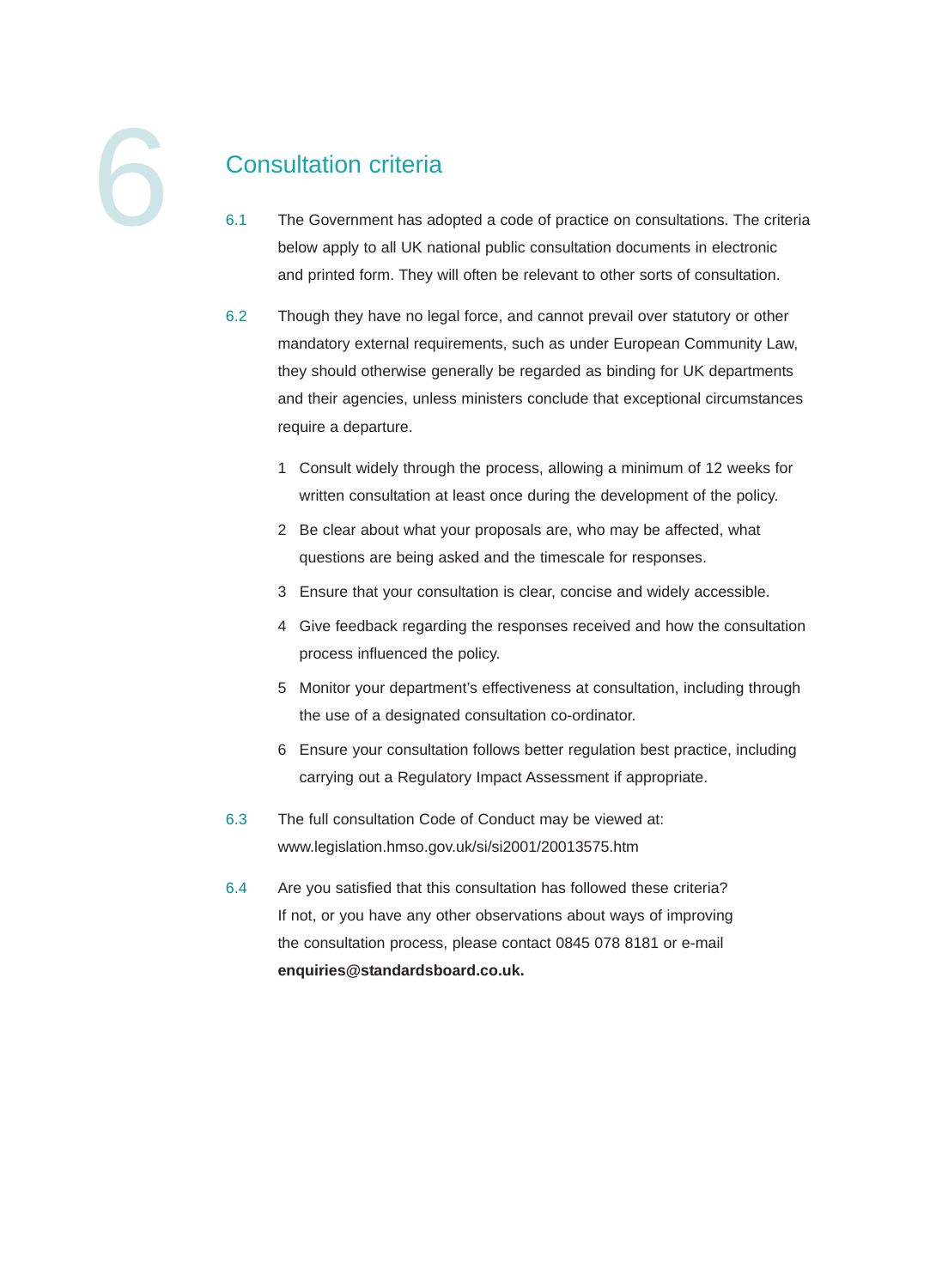# 6 Consultation criteria

6.1 The Government has adopted a code of practice on consultations. The criteria below apply to all UK national public consultation documents in electronic and printed form. They will often be relevant to other sorts of consultation.

6.2 Though they have no legal force, and cannot prevail over statutory or other mandatory external requirements, such as under European Community Law, they should otherwise generally be regarded as binding for UK departments and their agencies, unless ministers conclude that exceptional circumstances require a departure.

1. Consult widely through the process, allowing a minimum of 12 weeks for written consultation at least once during the development of the policy.
2. Be clear about what your proposals are, who may be affected, what questions are being asked and the timescale for responses.
3. Ensure that your consultation is clear, concise and widely accessible.
4. Give feedback regarding the responses received and how the consultation process influenced the policy.
5. Monitor your department's effectiveness at consultation, including through the use of a designated consultation co-ordinator.
6. Ensure your consultation follows better regulation best practice, including carrying out a Regulatory Impact Assessment if appropriate.

6.3 The full consultation Code of Conduct may be viewed at: www.legislation.hmso.gov.uk/si/si2001/20013575.htm

6.4 Are you satisfied that this consultation has followed these criteria? If not, or you have any other observations about ways of improving the consultation process, please contact 0845 078 8181 or e-mail **enquiries@standardsboard.co.uk.**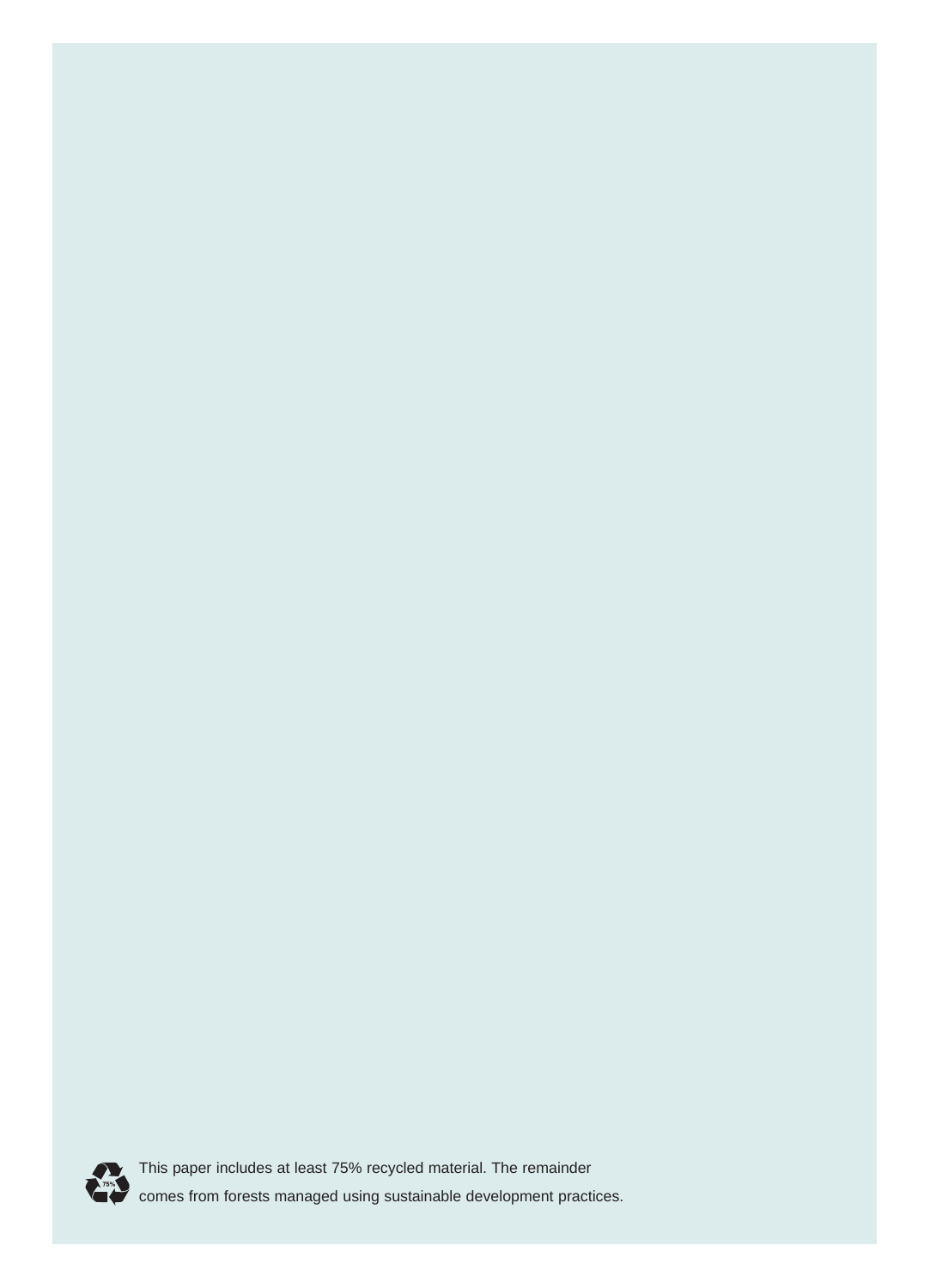This paper includes at least 75% recycled material. The remainder comes from forests managed using sustainable development practices.